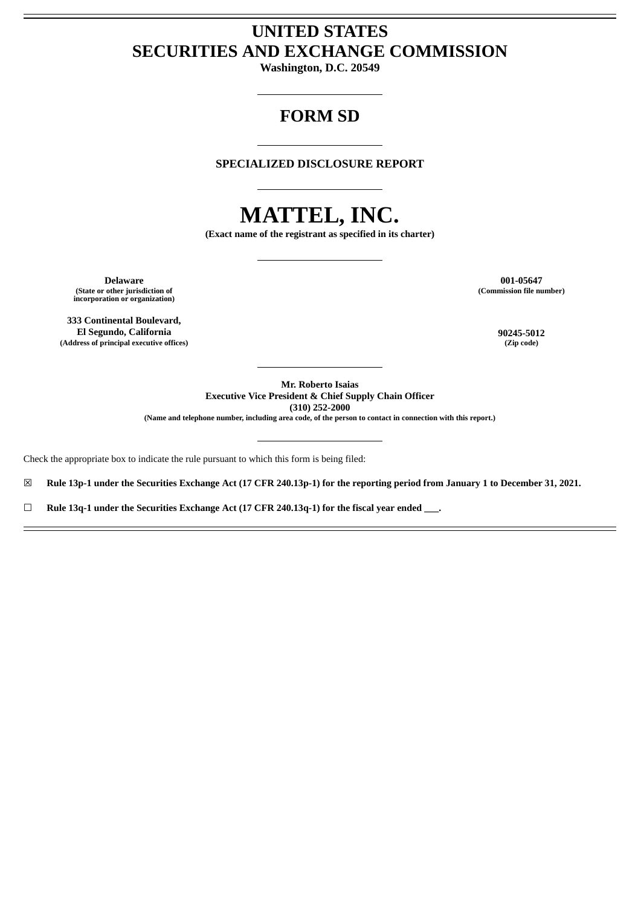# UNITED STATES
# SECURITIES AND EXCHANGE COMMISSION

**Washington, D.C. 20549**

---

## FORM SD

---

**SPECIALIZED DISCLOSURE REPORT**

---

# MATTEL, INC.

**(Exact name of the registrant as specified in its charter)**

---

| | |
|---|---|
| **Delaware**<br>**(State or other jurisdiction of incorporation or organization)** | **001-05647**<br>**(Commission file number)** |
| **333 Continental Boulevard, El Segundo, California**<br>**(Address of principal executive offices)** | **90245-5012**<br>**(Zip code)** |

---

**Mr. Roberto Isaias**
**Executive Vice President & Chief Supply Chain Officer**
**(310) 252-2000**
**(Name and telephone number, including area code, of the person to contact in connection with this report.)**

---

Check the appropriate box to indicate the rule pursuant to which this form is being filed:

☒ **Rule 13p-1 under the Securities Exchange Act (17 CFR 240.13p-1) for the reporting period from January 1 to December 31, 2021.**

☐ **Rule 13q-1 under the Securities Exchange Act (17 CFR 240.13q-1) for the fiscal year ended ___.**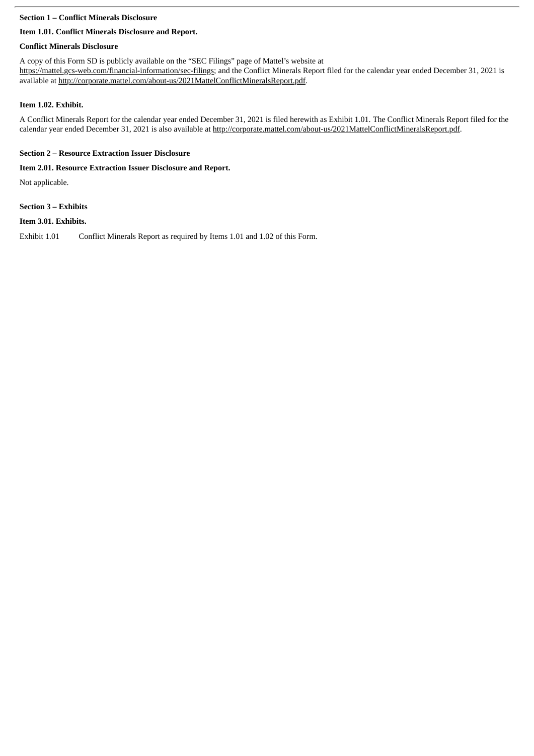**Section 1 – Conflict Minerals Disclosure**

**Item 1.01. Conflict Minerals Disclosure and Report.**

**Conflict Minerals Disclosure**

A copy of this Form SD is publicly available on the "SEC Filings" page of Mattel's website at https://mattel.gcs-web.com/financial-information/sec-filings; and the Conflict Minerals Report filed for the calendar year ended December 31, 2021 is available at http://corporate.mattel.com/about-us/2021MattelConflictMineralsReport.pdf.

**Item 1.02. Exhibit.**

A Conflict Minerals Report for the calendar year ended December 31, 2021 is filed herewith as Exhibit 1.01. The Conflict Minerals Report filed for the calendar year ended December 31, 2021 is also available at http://corporate.mattel.com/about-us/2021MattelConflictMineralsReport.pdf.

**Section 2 – Resource Extraction Issuer Disclosure**

**Item 2.01. Resource Extraction Issuer Disclosure and Report.**

Not applicable.

**Section 3 – Exhibits**

**Item 3.01. Exhibits.**

Exhibit 1.01 Conflict Minerals Report as required by Items 1.01 and 1.02 of this Form.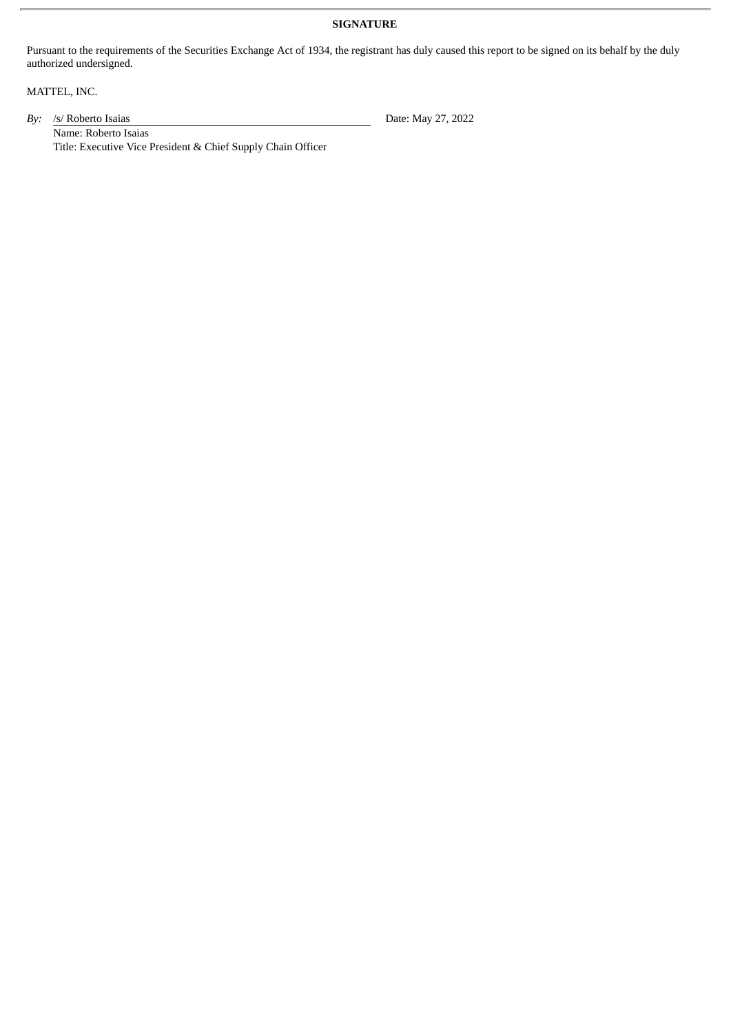**SIGNATURE**

Pursuant to the requirements of the Securities Exchange Act of 1934, the registrant has duly caused this report to be signed on its behalf by the duly authorized undersigned.

MATTEL, INC.

*By:* /s/ Roberto Isaias

Name: Roberto Isaias

Title: Executive Vice President & Chief Supply Chain Officer

Date: May 27, 2022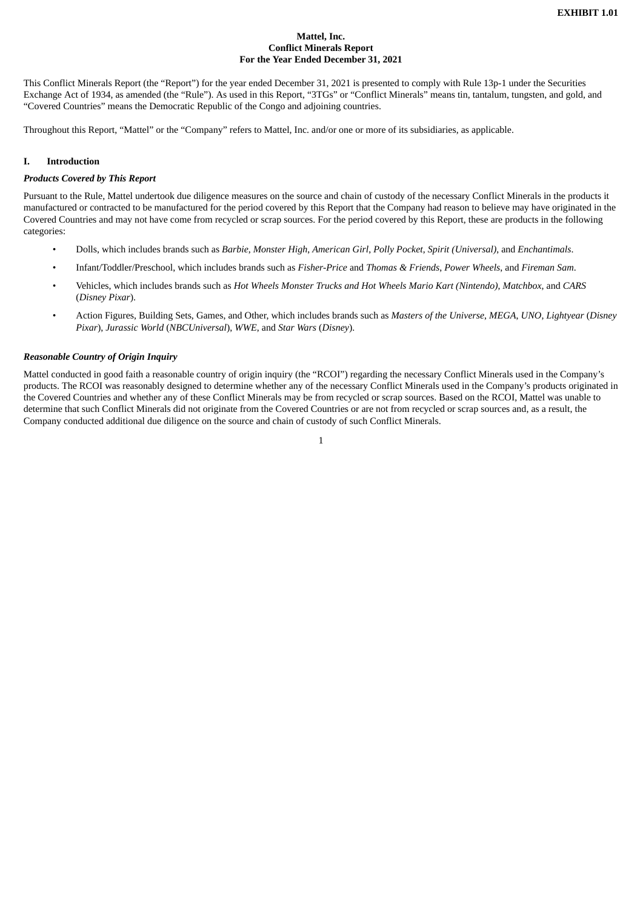**EXHIBIT 1.01**

**Mattel, Inc.**
**Conflict Minerals Report**
**For the Year Ended December 31, 2021**

This Conflict Minerals Report (the "Report") for the year ended December 31, 2021 is presented to comply with Rule 13p-1 under the Securities Exchange Act of 1934, as amended (the "Rule"). As used in this Report, "3TGs" or "Conflict Minerals" means tin, tantalum, tungsten, and gold, and "Covered Countries" means the Democratic Republic of the Congo and adjoining countries.

Throughout this Report, "Mattel" or the "Company" refers to Mattel, Inc. and/or one or more of its subsidiaries, as applicable.

## I. Introduction

***Products Covered by This Report***

Pursuant to the Rule, Mattel undertook due diligence measures on the source and chain of custody of the necessary Conflict Minerals in the products it manufactured or contracted to be manufactured for the period covered by this Report that the Company had reason to believe may have originated in the Covered Countries and may not have come from recycled or scrap sources. For the period covered by this Report, these are products in the following categories:

- Dolls, which includes brands such as *Barbie*, *Monster High*, *American Girl*, *Polly Pocket*, *Spirit (Universal)*, and *Enchantimals*.
- Infant/Toddler/Preschool, which includes brands such as *Fisher-Price* and *Thomas & Friends*, *Power Wheels*, and *Fireman Sam*.
- Vehicles, which includes brands such as *Hot Wheels Monster Trucks and Hot Wheels Mario Kart (Nintendo)*, *Matchbox*, and *CARS* (*Disney Pixar*).
- Action Figures, Building Sets, Games, and Other, which includes brands such as *Masters of the Universe*, *MEGA*, *UNO*, *Lightyear* (*Disney Pixar*), *Jurassic World* (*NBCUniversal*), *WWE*, and *Star Wars* (*Disney*).

***Reasonable Country of Origin Inquiry***

Mattel conducted in good faith a reasonable country of origin inquiry (the "RCOI") regarding the necessary Conflict Minerals used in the Company's products. The RCOI was reasonably designed to determine whether any of the necessary Conflict Minerals used in the Company's products originated in the Covered Countries and whether any of these Conflict Minerals may be from recycled or scrap sources. Based on the RCOI, Mattel was unable to determine that such Conflict Minerals did not originate from the Covered Countries or are not from recycled or scrap sources and, as a result, the Company conducted additional due diligence on the source and chain of custody of such Conflict Minerals.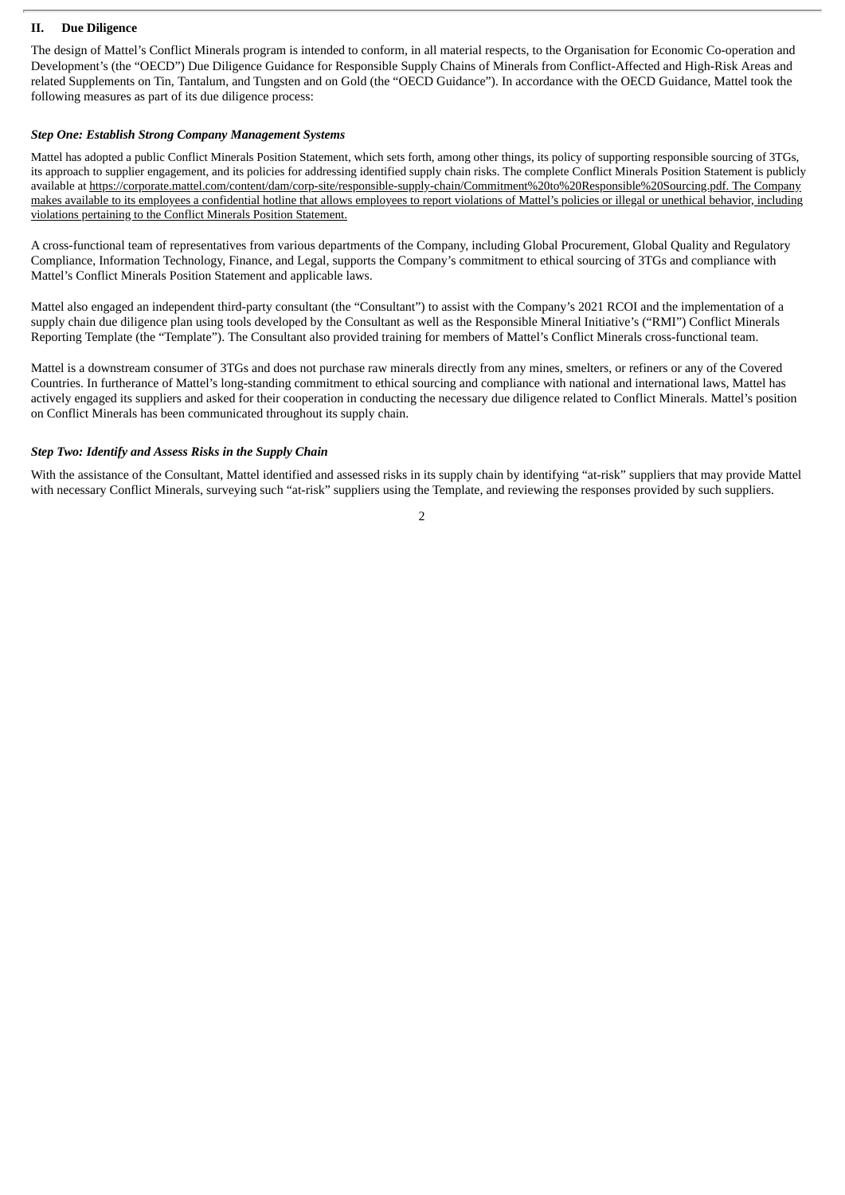## II. Due Diligence

The design of Mattel's Conflict Minerals program is intended to conform, in all material respects, to the Organisation for Economic Co-operation and Development's (the "OECD") Due Diligence Guidance for Responsible Supply Chains of Minerals from Conflict-Affected and High-Risk Areas and related Supplements on Tin, Tantalum, and Tungsten and on Gold (the "OECD Guidance"). In accordance with the OECD Guidance, Mattel took the following measures as part of its due diligence process:

### *Step One: Establish Strong Company Management Systems*

Mattel has adopted a public Conflict Minerals Position Statement, which sets forth, among other things, its policy of supporting responsible sourcing of 3TGs, its approach to supplier engagement, and its policies for addressing identified supply chain risks. The complete Conflict Minerals Position Statement is publicly available at https://corporate.mattel.com/content/dam/corp-site/responsible-supply-chain/Commitment%20to%20Responsible%20Sourcing.pdf. The Company makes available to its employees a confidential hotline that allows employees to report violations of Mattel's policies or illegal or unethical behavior, including violations pertaining to the Conflict Minerals Position Statement.

A cross-functional team of representatives from various departments of the Company, including Global Procurement, Global Quality and Regulatory Compliance, Information Technology, Finance, and Legal, supports the Company's commitment to ethical sourcing of 3TGs and compliance with Mattel's Conflict Minerals Position Statement and applicable laws.

Mattel also engaged an independent third-party consultant (the "Consultant") to assist with the Company's 2021 RCOI and the implementation of a supply chain due diligence plan using tools developed by the Consultant as well as the Responsible Mineral Initiative's ("RMI") Conflict Minerals Reporting Template (the "Template"). The Consultant also provided training for members of Mattel's Conflict Minerals cross-functional team.

Mattel is a downstream consumer of 3TGs and does not purchase raw minerals directly from any mines, smelters, or refiners or any of the Covered Countries. In furtherance of Mattel's long-standing commitment to ethical sourcing and compliance with national and international laws, Mattel has actively engaged its suppliers and asked for their cooperation in conducting the necessary due diligence related to Conflict Minerals. Mattel's position on Conflict Minerals has been communicated throughout its supply chain.

### *Step Two: Identify and Assess Risks in the Supply Chain*

With the assistance of the Consultant, Mattel identified and assessed risks in its supply chain by identifying "at-risk" suppliers that may provide Mattel with necessary Conflict Minerals, surveying such "at-risk" suppliers using the Template, and reviewing the responses provided by such suppliers.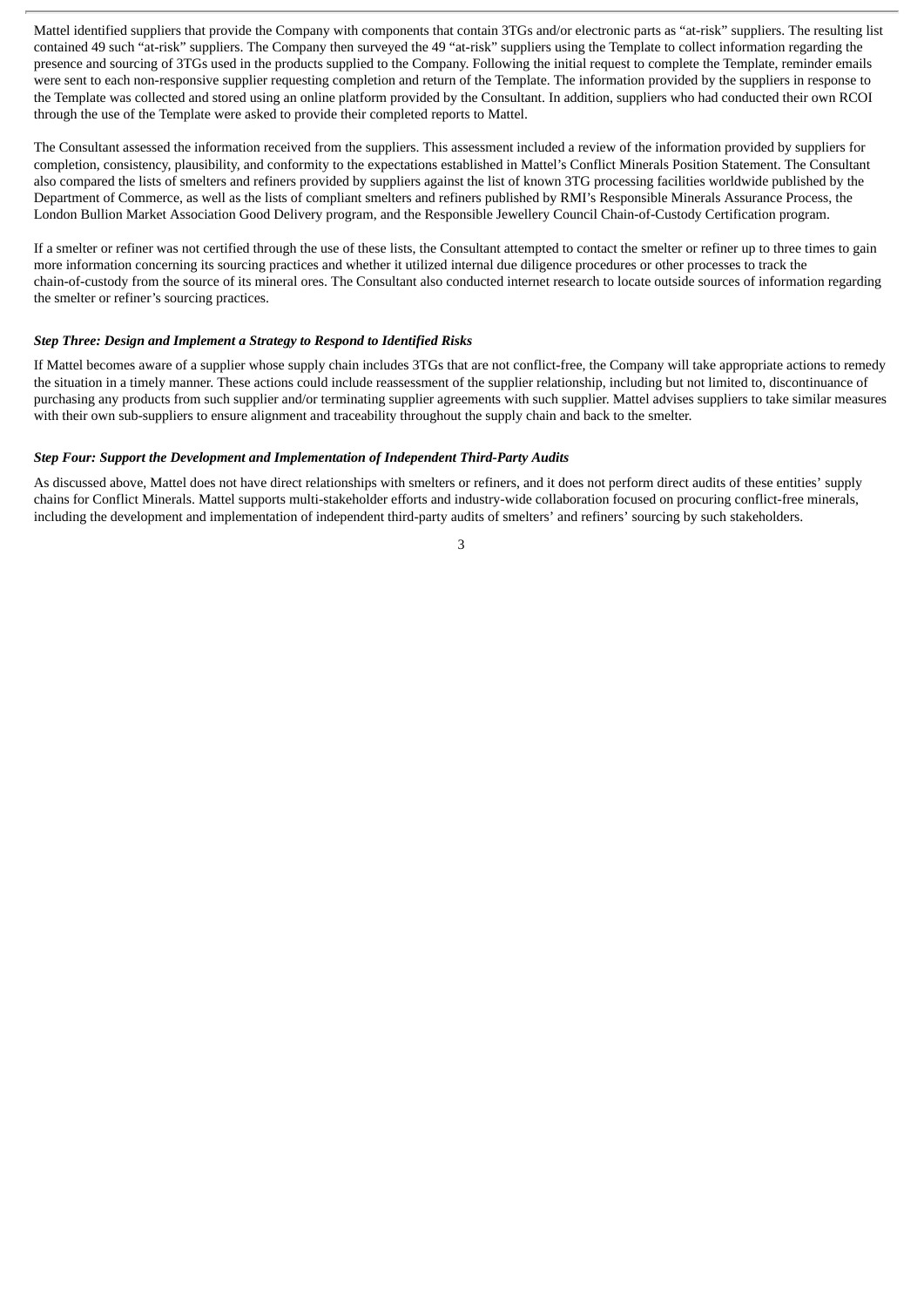Mattel identified suppliers that provide the Company with components that contain 3TGs and/or electronic parts as "at-risk" suppliers. The resulting list contained 49 such "at-risk" suppliers. The Company then surveyed the 49 "at-risk" suppliers using the Template to collect information regarding the presence and sourcing of 3TGs used in the products supplied to the Company. Following the initial request to complete the Template, reminder emails were sent to each non-responsive supplier requesting completion and return of the Template. The information provided by the suppliers in response to the Template was collected and stored using an online platform provided by the Consultant. In addition, suppliers who had conducted their own RCOI through the use of the Template were asked to provide their completed reports to Mattel.

The Consultant assessed the information received from the suppliers. This assessment included a review of the information provided by suppliers for completion, consistency, plausibility, and conformity to the expectations established in Mattel's Conflict Minerals Position Statement. The Consultant also compared the lists of smelters and refiners provided by suppliers against the list of known 3TG processing facilities worldwide published by the Department of Commerce, as well as the lists of compliant smelters and refiners published by RMI's Responsible Minerals Assurance Process, the London Bullion Market Association Good Delivery program, and the Responsible Jewellery Council Chain-of-Custody Certification program.

If a smelter or refiner was not certified through the use of these lists, the Consultant attempted to contact the smelter or refiner up to three times to gain more information concerning its sourcing practices and whether it utilized internal due diligence procedures or other processes to track the chain-of-custody from the source of its mineral ores. The Consultant also conducted internet research to locate outside sources of information regarding the smelter or refiner's sourcing practices.

***Step Three: Design and Implement a Strategy to Respond to Identified Risks***

If Mattel becomes aware of a supplier whose supply chain includes 3TGs that are not conflict-free, the Company will take appropriate actions to remedy the situation in a timely manner. These actions could include reassessment of the supplier relationship, including but not limited to, discontinuance of purchasing any products from such supplier and/or terminating supplier agreements with such supplier. Mattel advises suppliers to take similar measures with their own sub-suppliers to ensure alignment and traceability throughout the supply chain and back to the smelter.

***Step Four: Support the Development and Implementation of Independent Third-Party Audits***

As discussed above, Mattel does not have direct relationships with smelters or refiners, and it does not perform direct audits of these entities' supply chains for Conflict Minerals. Mattel supports multi-stakeholder efforts and industry-wide collaboration focused on procuring conflict-free minerals, including the development and implementation of independent third-party audits of smelters' and refiners' sourcing by such stakeholders.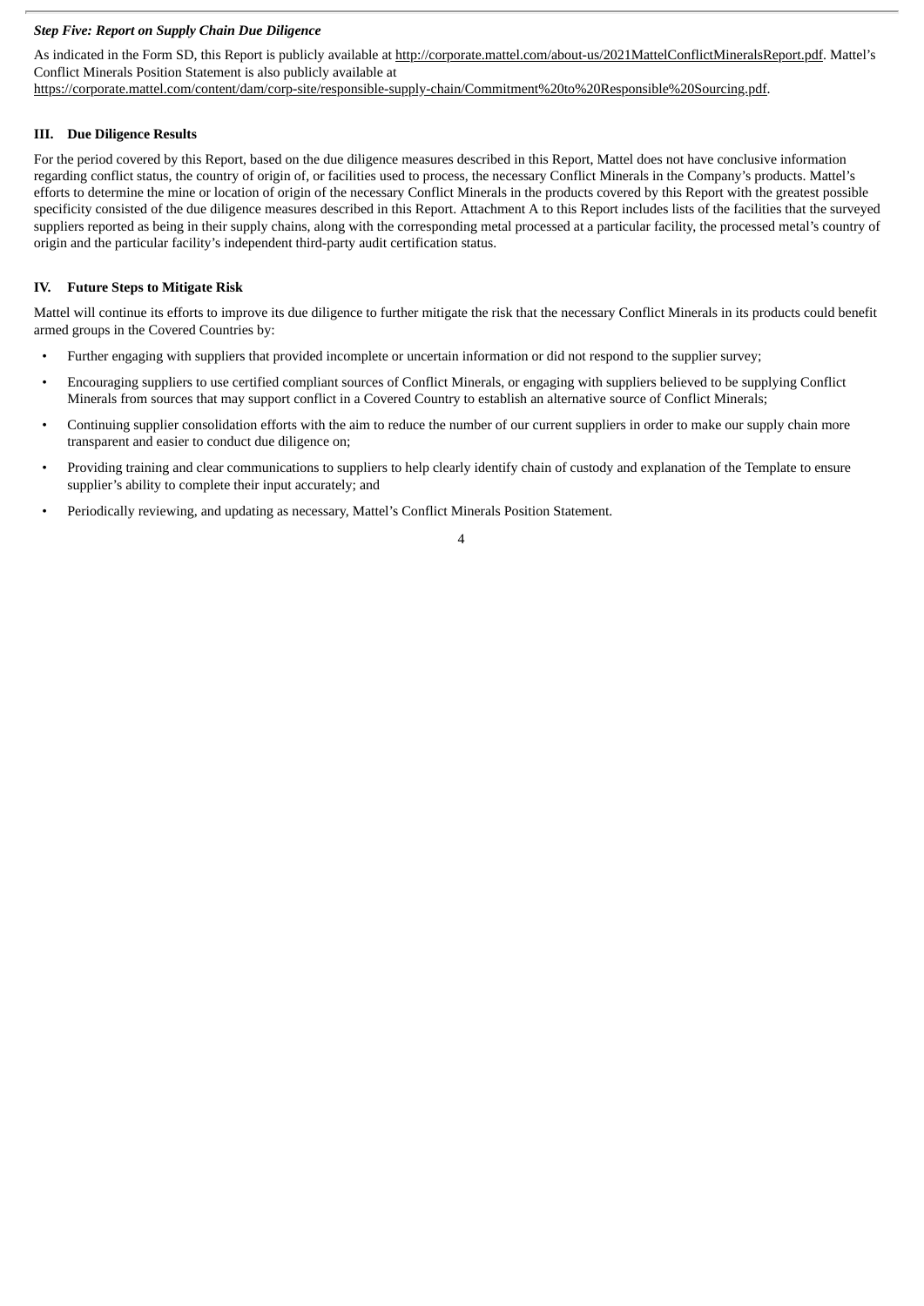*Step Five: Report on Supply Chain Due Diligence*

As indicated in the Form SD, this Report is publicly available at http://corporate.mattel.com/about-us/2021MattelConflictMineralsReport.pdf. Mattel's Conflict Minerals Position Statement is also publicly available at https://corporate.mattel.com/content/dam/corp-site/responsible-supply-chain/Commitment%20to%20Responsible%20Sourcing.pdf.

## III. Due Diligence Results

For the period covered by this Report, based on the due diligence measures described in this Report, Mattel does not have conclusive information regarding conflict status, the country of origin of, or facilities used to process, the necessary Conflict Minerals in the Company's products. Mattel's efforts to determine the mine or location of origin of the necessary Conflict Minerals in the products covered by this Report with the greatest possible specificity consisted of the due diligence measures described in this Report. Attachment A to this Report includes lists of the facilities that the surveyed suppliers reported as being in their supply chains, along with the corresponding metal processed at a particular facility, the processed metal's country of origin and the particular facility's independent third-party audit certification status.

## IV. Future Steps to Mitigate Risk

Mattel will continue its efforts to improve its due diligence to further mitigate the risk that the necessary Conflict Minerals in its products could benefit armed groups in the Covered Countries by:

- Further engaging with suppliers that provided incomplete or uncertain information or did not respond to the supplier survey;
- Encouraging suppliers to use certified compliant sources of Conflict Minerals, or engaging with suppliers believed to be supplying Conflict Minerals from sources that may support conflict in a Covered Country to establish an alternative source of Conflict Minerals;
- Continuing supplier consolidation efforts with the aim to reduce the number of our current suppliers in order to make our supply chain more transparent and easier to conduct due diligence on;
- Providing training and clear communications to suppliers to help clearly identify chain of custody and explanation of the Template to ensure supplier's ability to complete their input accurately; and
- Periodically reviewing, and updating as necessary, Mattel's Conflict Minerals Position Statement.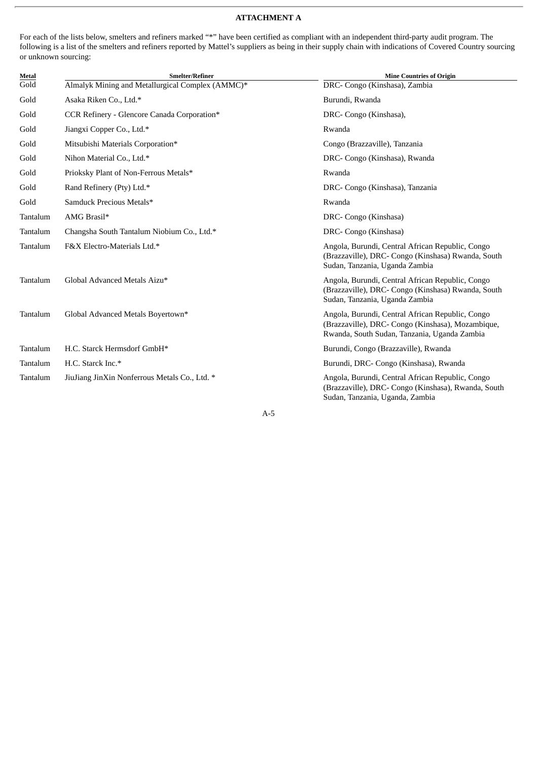**ATTACHMENT A**

For each of the lists below, smelters and refiners marked "*" have been certified as compliant with an independent third-party audit program. The following is a list of the smelters and refiners reported by Mattel's suppliers as being in their supply chain with indications of Covered Country sourcing or unknown sourcing:

| Metal | Smelter/Refiner | Mine Countries of Origin |
|---|---|---|
| Gold | Almalyk Mining and Metallurgical Complex (AMMC)* | DRC- Congo (Kinshasa), Zambia |
| Gold | Asaka Riken Co., Ltd.* | Burundi, Rwanda |
| Gold | CCR Refinery - Glencore Canada Corporation* | DRC- Congo (Kinshasa), |
| Gold | Jiangxi Copper Co., Ltd.* | Rwanda |
| Gold | Mitsubishi Materials Corporation* | Congo (Brazzaville), Tanzania |
| Gold | Nihon Material Co., Ltd.* | DRC- Congo (Kinshasa), Rwanda |
| Gold | Prioksky Plant of Non-Ferrous Metals* | Rwanda |
| Gold | Rand Refinery (Pty) Ltd.* | DRC- Congo (Kinshasa), Tanzania |
| Gold | Samduck Precious Metals* | Rwanda |
| Tantalum | AMG Brasil* | DRC- Congo (Kinshasa) |
| Tantalum | Changsha South Tantalum Niobium Co., Ltd.* | DRC- Congo (Kinshasa) |
| Tantalum | F&X Electro-Materials Ltd.* | Angola, Burundi, Central African Republic, Congo (Brazzaville), DRC- Congo (Kinshasa) Rwanda, South Sudan, Tanzania, Uganda Zambia |
| Tantalum | Global Advanced Metals Aizu* | Angola, Burundi, Central African Republic, Congo (Brazzaville), DRC- Congo (Kinshasa) Rwanda, South Sudan, Tanzania, Uganda Zambia |
| Tantalum | Global Advanced Metals Boyertown* | Angola, Burundi, Central African Republic, Congo (Brazzaville), DRC- Congo (Kinshasa), Mozambique, Rwanda, South Sudan, Tanzania, Uganda Zambia |
| Tantalum | H.C. Starck Hermsdorf GmbH* | Burundi, Congo (Brazzaville), Rwanda |
| Tantalum | H.C. Starck Inc.* | Burundi, DRC- Congo (Kinshasa), Rwanda |
| Tantalum | JiuJiang JinXin Nonferrous Metals Co., Ltd. * | Angola, Burundi, Central African Republic, Congo (Brazzaville), DRC- Congo (Kinshasa), Rwanda, South Sudan, Tanzania, Uganda, Zambia |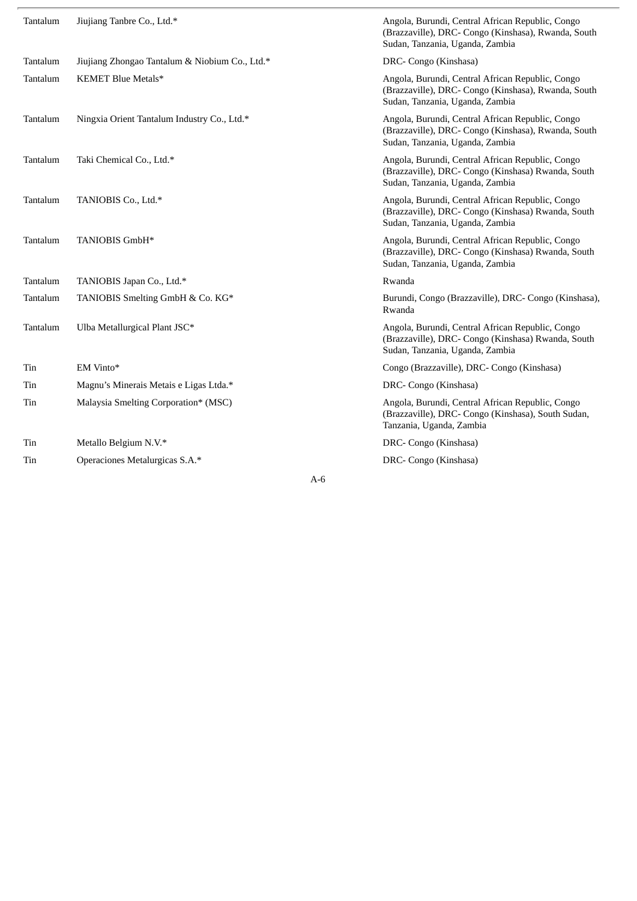| | | |
|---|---|---|
| Tantalum | Jiujiang Tanbre Co., Ltd.* | Angola, Burundi, Central African Republic, Congo (Brazzaville), DRC- Congo (Kinshasa), Rwanda, South Sudan, Tanzania, Uganda, Zambia |
| Tantalum | Jiujiang Zhongao Tantalum & Niobium Co., Ltd.* | DRC- Congo (Kinshasa) |
| Tantalum | KEMET Blue Metals* | Angola, Burundi, Central African Republic, Congo (Brazzaville), DRC- Congo (Kinshasa), Rwanda, South Sudan, Tanzania, Uganda, Zambia |
| Tantalum | Ningxia Orient Tantalum Industry Co., Ltd.* | Angola, Burundi, Central African Republic, Congo (Brazzaville), DRC- Congo (Kinshasa), Rwanda, South Sudan, Tanzania, Uganda, Zambia |
| Tantalum | Taki Chemical Co., Ltd.* | Angola, Burundi, Central African Republic, Congo (Brazzaville), DRC- Congo (Kinshasa) Rwanda, South Sudan, Tanzania, Uganda, Zambia |
| Tantalum | TANIOBIS Co., Ltd.* | Angola, Burundi, Central African Republic, Congo (Brazzaville), DRC- Congo (Kinshasa) Rwanda, South Sudan, Tanzania, Uganda, Zambia |
| Tantalum | TANIOBIS GmbH* | Angola, Burundi, Central African Republic, Congo (Brazzaville), DRC- Congo (Kinshasa) Rwanda, South Sudan, Tanzania, Uganda, Zambia |
| Tantalum | TANIOBIS Japan Co., Ltd.* | Rwanda |
| Tantalum | TANIOBIS Smelting GmbH & Co. KG* | Burundi, Congo (Brazzaville), DRC- Congo (Kinshasa), Rwanda |
| Tantalum | Ulba Metallurgical Plant JSC* | Angola, Burundi, Central African Republic, Congo (Brazzaville), DRC- Congo (Kinshasa) Rwanda, South Sudan, Tanzania, Uganda, Zambia |
| Tin | EM Vinto* | Congo (Brazzaville), DRC- Congo (Kinshasa) |
| Tin | Magnu's Minerais Metais e Ligas Ltda.* | DRC- Congo (Kinshasa) |
| Tin | Malaysia Smelting Corporation* (MSC) | Angola, Burundi, Central African Republic, Congo (Brazzaville), DRC- Congo (Kinshasa), South Sudan, Tanzania, Uganda, Zambia |
| Tin | Metallo Belgium N.V.* | DRC- Congo (Kinshasa) |
| Tin | Operaciones Metalurgicas S.A.* | DRC- Congo (Kinshasa) |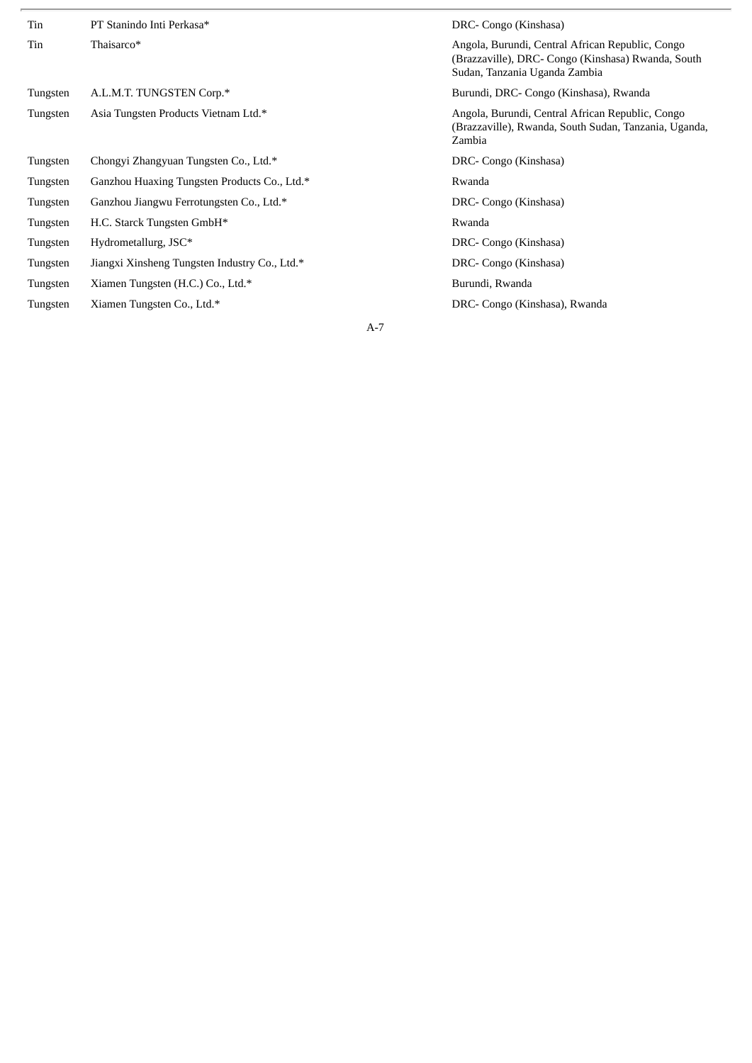| | | |
|---|---|---|
| Tin | PT Stanindo Inti Perkasa* | DRC- Congo (Kinshasa) |
| Tin | Thaisarco* | Angola, Burundi, Central African Republic, Congo (Brazzaville), DRC- Congo (Kinshasa) Rwanda, South Sudan, Tanzania Uganda Zambia |
| Tungsten | A.L.M.T. TUNGSTEN Corp.* | Burundi, DRC- Congo (Kinshasa), Rwanda |
| Tungsten | Asia Tungsten Products Vietnam Ltd.* | Angola, Burundi, Central African Republic, Congo (Brazzaville), Rwanda, South Sudan, Tanzania, Uganda, Zambia |
| Tungsten | Chongyi Zhangyuan Tungsten Co., Ltd.* | DRC- Congo (Kinshasa) |
| Tungsten | Ganzhou Huaxing Tungsten Products Co., Ltd.* | Rwanda |
| Tungsten | Ganzhou Jiangwu Ferrotungsten Co., Ltd.* | DRC- Congo (Kinshasa) |
| Tungsten | H.C. Starck Tungsten GmbH* | Rwanda |
| Tungsten | Hydrometallurg, JSC* | DRC- Congo (Kinshasa) |
| Tungsten | Jiangxi Xinsheng Tungsten Industry Co., Ltd.* | DRC- Congo (Kinshasa) |
| Tungsten | Xiamen Tungsten (H.C.) Co., Ltd.* | Burundi, Rwanda |
| Tungsten | Xiamen Tungsten Co., Ltd.* | DRC- Congo (Kinshasa), Rwanda |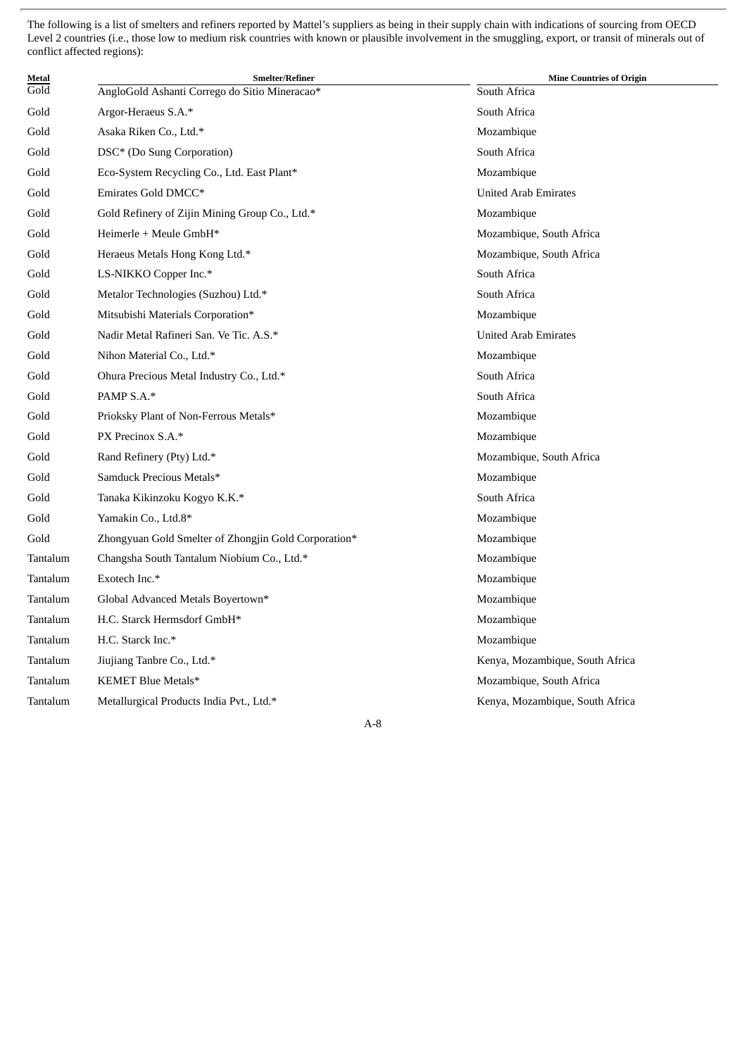The following is a list of smelters and refiners reported by Mattel's suppliers as being in their supply chain with indications of sourcing from OECD Level 2 countries (i.e., those low to medium risk countries with known or plausible involvement in the smuggling, export, or transit of minerals out of conflict affected regions):

| Metal | Smelter/Refiner | Mine Countries of Origin |
| --- | --- | --- |
| Gold | AngloGold Ashanti Corrego do Sitio Mineracao* | South Africa |
| Gold | Argor-Heraeus S.A.* | South Africa |
| Gold | Asaka Riken Co., Ltd.* | Mozambique |
| Gold | DSC* (Do Sung Corporation) | South Africa |
| Gold | Eco-System Recycling Co., Ltd. East Plant* | Mozambique |
| Gold | Emirates Gold DMCC* | United Arab Emirates |
| Gold | Gold Refinery of Zijin Mining Group Co., Ltd.* | Mozambique |
| Gold | Heimerle + Meule GmbH* | Mozambique, South Africa |
| Gold | Heraeus Metals Hong Kong Ltd.* | Mozambique, South Africa |
| Gold | LS-NIKKO Copper Inc.* | South Africa |
| Gold | Metalor Technologies (Suzhou) Ltd.* | South Africa |
| Gold | Mitsubishi Materials Corporation* | Mozambique |
| Gold | Nadir Metal Rafineri San. Ve Tic. A.S.* | United Arab Emirates |
| Gold | Nihon Material Co., Ltd.* | Mozambique |
| Gold | Ohura Precious Metal Industry Co., Ltd.* | South Africa |
| Gold | PAMP S.A.* | South Africa |
| Gold | Prioksky Plant of Non-Ferrous Metals* | Mozambique |
| Gold | PX Precinox S.A.* | Mozambique |
| Gold | Rand Refinery (Pty) Ltd.* | Mozambique, South Africa |
| Gold | Samduck Precious Metals* | Mozambique |
| Gold | Tanaka Kikinzoku Kogyo K.K.* | South Africa |
| Gold | Yamakin Co., Ltd.8* | Mozambique |
| Gold | Zhongyuan Gold Smelter of Zhongjin Gold Corporation* | Mozambique |
| Tantalum | Changsha South Tantalum Niobium Co., Ltd.* | Mozambique |
| Tantalum | Exotech Inc.* | Mozambique |
| Tantalum | Global Advanced Metals Boyertown* | Mozambique |
| Tantalum | H.C. Starck Hermsdorf GmbH* | Mozambique |
| Tantalum | H.C. Starck Inc.* | Mozambique |
| Tantalum | Jiujiang Tanbre Co., Ltd.* | Kenya, Mozambique, South Africa |
| Tantalum | KEMET Blue Metals* | Mozambique, South Africa |
| Tantalum | Metallurgical Products India Pvt., Ltd.* | Kenya, Mozambique, South Africa |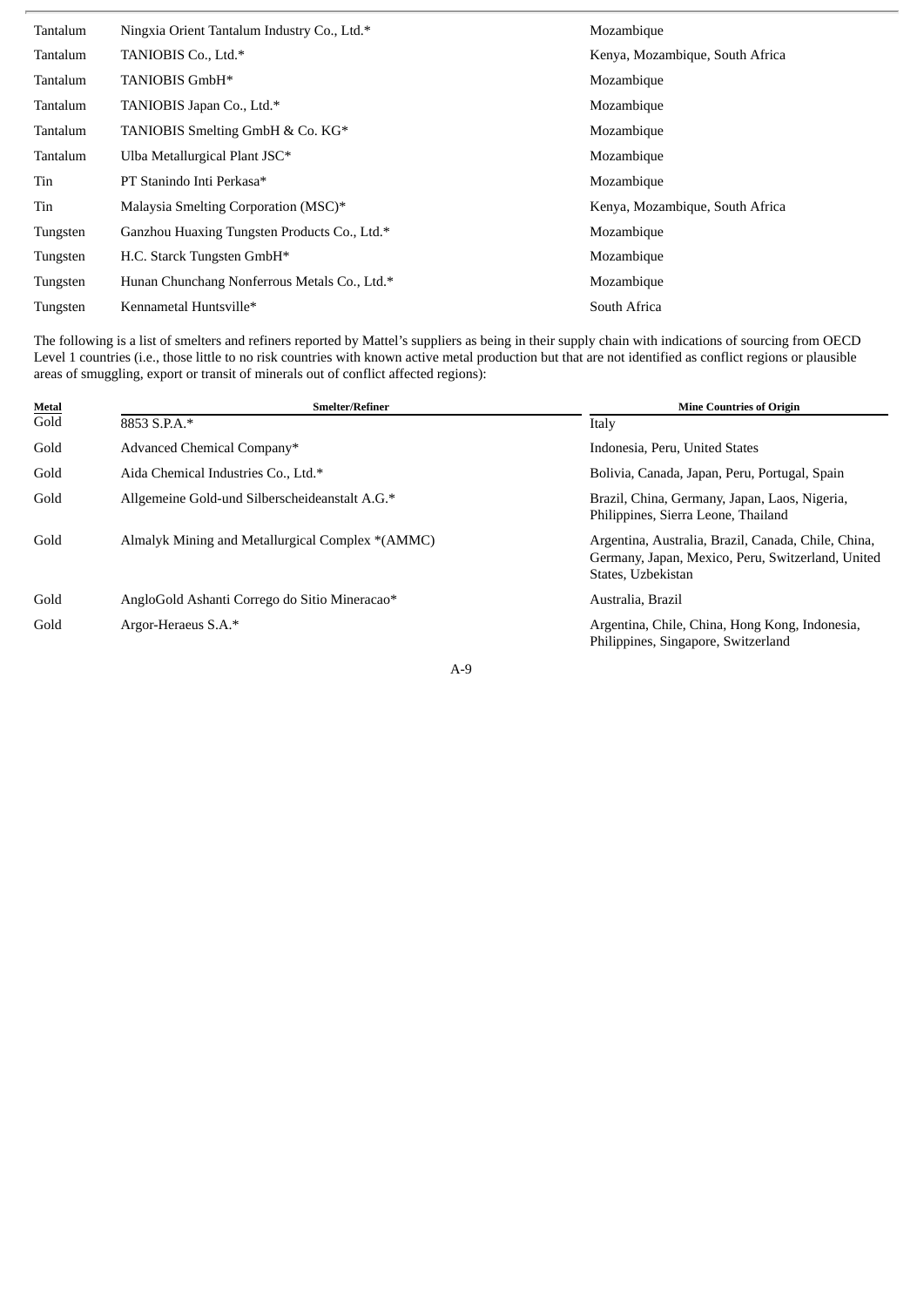| | | |
|---|---|---|
| Tantalum | Ningxia Orient Tantalum Industry Co., Ltd.* | Mozambique |
| Tantalum | TANIOBIS Co., Ltd.* | Kenya, Mozambique, South Africa |
| Tantalum | TANIOBIS GmbH* | Mozambique |
| Tantalum | TANIOBIS Japan Co., Ltd.* | Mozambique |
| Tantalum | TANIOBIS Smelting GmbH & Co. KG* | Mozambique |
| Tantalum | Ulba Metallurgical Plant JSC* | Mozambique |
| Tin | PT Stanindo Inti Perkasa* | Mozambique |
| Tin | Malaysia Smelting Corporation (MSC)* | Kenya, Mozambique, South Africa |
| Tungsten | Ganzhou Huaxing Tungsten Products Co., Ltd.* | Mozambique |
| Tungsten | H.C. Starck Tungsten GmbH* | Mozambique |
| Tungsten | Hunan Chunchang Nonferrous Metals Co., Ltd.* | Mozambique |
| Tungsten | Kennametal Huntsville* | South Africa |

The following is a list of smelters and refiners reported by Mattel's suppliers as being in their supply chain with indications of sourcing from OECD Level 1 countries (i.e., those little to no risk countries with known active metal production but that are not identified as conflict regions or plausible areas of smuggling, export or transit of minerals out of conflict affected regions):

| Metal | Smelter/Refiner | Mine Countries of Origin |
|---|---|---|
| Gold | 8853 S.P.A.* | Italy |
| Gold | Advanced Chemical Company* | Indonesia, Peru, United States |
| Gold | Aida Chemical Industries Co., Ltd.* | Bolivia, Canada, Japan, Peru, Portugal, Spain |
| Gold | Allgemeine Gold-und Silberscheideanstalt A.G.* | Brazil, China, Germany, Japan, Laos, Nigeria, Philippines, Sierra Leone, Thailand |
| Gold | Almalyk Mining and Metallurgical Complex *(AMMC) | Argentina, Australia, Brazil, Canada, Chile, China, Germany, Japan, Mexico, Peru, Switzerland, United States, Uzbekistan |
| Gold | AngloGold Ashanti Corrego do Sitio Mineracao* | Australia, Brazil |
| Gold | Argor-Heraeus S.A.* | Argentina, Chile, China, Hong Kong, Indonesia, Philippines, Singapore, Switzerland |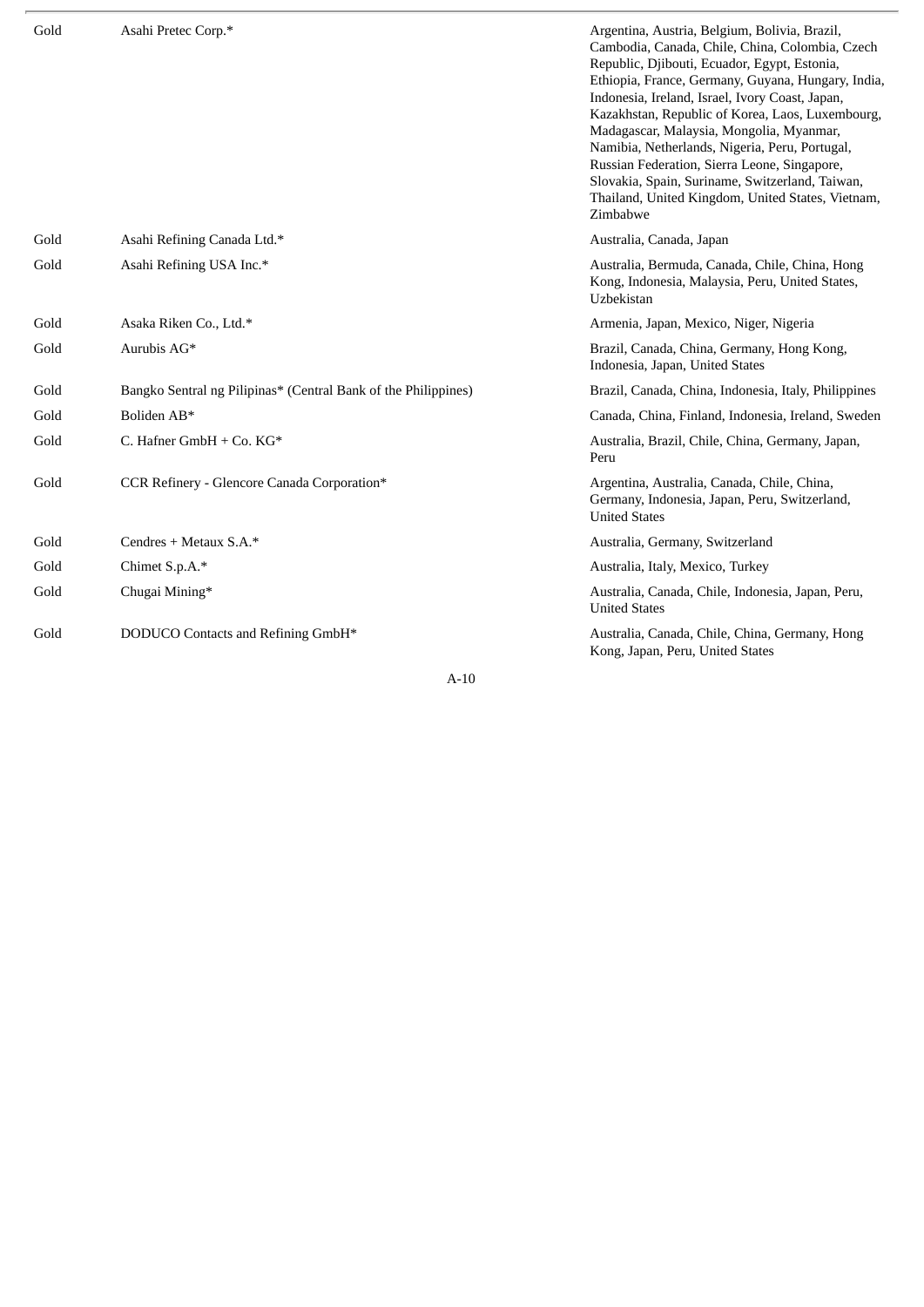| | | |
|---|---|---|
| Gold | Asahi Pretec Corp.* | Argentina, Austria, Belgium, Bolivia, Brazil, Cambodia, Canada, Chile, China, Colombia, Czech Republic, Djibouti, Ecuador, Egypt, Estonia, Ethiopia, France, Germany, Guyana, Hungary, India, Indonesia, Ireland, Israel, Ivory Coast, Japan, Kazakhstan, Republic of Korea, Laos, Luxembourg, Madagascar, Malaysia, Mongolia, Myanmar, Namibia, Netherlands, Nigeria, Peru, Portugal, Russian Federation, Sierra Leone, Singapore, Slovakia, Spain, Suriname, Switzerland, Taiwan, Thailand, United Kingdom, United States, Vietnam, Zimbabwe |
| Gold | Asahi Refining Canada Ltd.* | Australia, Canada, Japan |
| Gold | Asahi Refining USA Inc.* | Australia, Bermuda, Canada, Chile, China, Hong Kong, Indonesia, Malaysia, Peru, United States, Uzbekistan |
| Gold | Asaka Riken Co., Ltd.* | Armenia, Japan, Mexico, Niger, Nigeria |
| Gold | Aurubis AG* | Brazil, Canada, China, Germany, Hong Kong, Indonesia, Japan, United States |
| Gold | Bangko Sentral ng Pilipinas* (Central Bank of the Philippines) | Brazil, Canada, China, Indonesia, Italy, Philippines |
| Gold | Boliden AB* | Canada, China, Finland, Indonesia, Ireland, Sweden |
| Gold | C. Hafner GmbH + Co. KG* | Australia, Brazil, Chile, China, Germany, Japan, Peru |
| Gold | CCR Refinery - Glencore Canada Corporation* | Argentina, Australia, Canada, Chile, China, Germany, Indonesia, Japan, Peru, Switzerland, United States |
| Gold | Cendres + Metaux S.A.* | Australia, Germany, Switzerland |
| Gold | Chimet S.p.A.* | Australia, Italy, Mexico, Turkey |
| Gold | Chugai Mining* | Australia, Canada, Chile, Indonesia, Japan, Peru, United States |
| Gold | DODUCO Contacts and Refining GmbH* | Australia, Canada, Chile, China, Germany, Hong Kong, Japan, Peru, United States |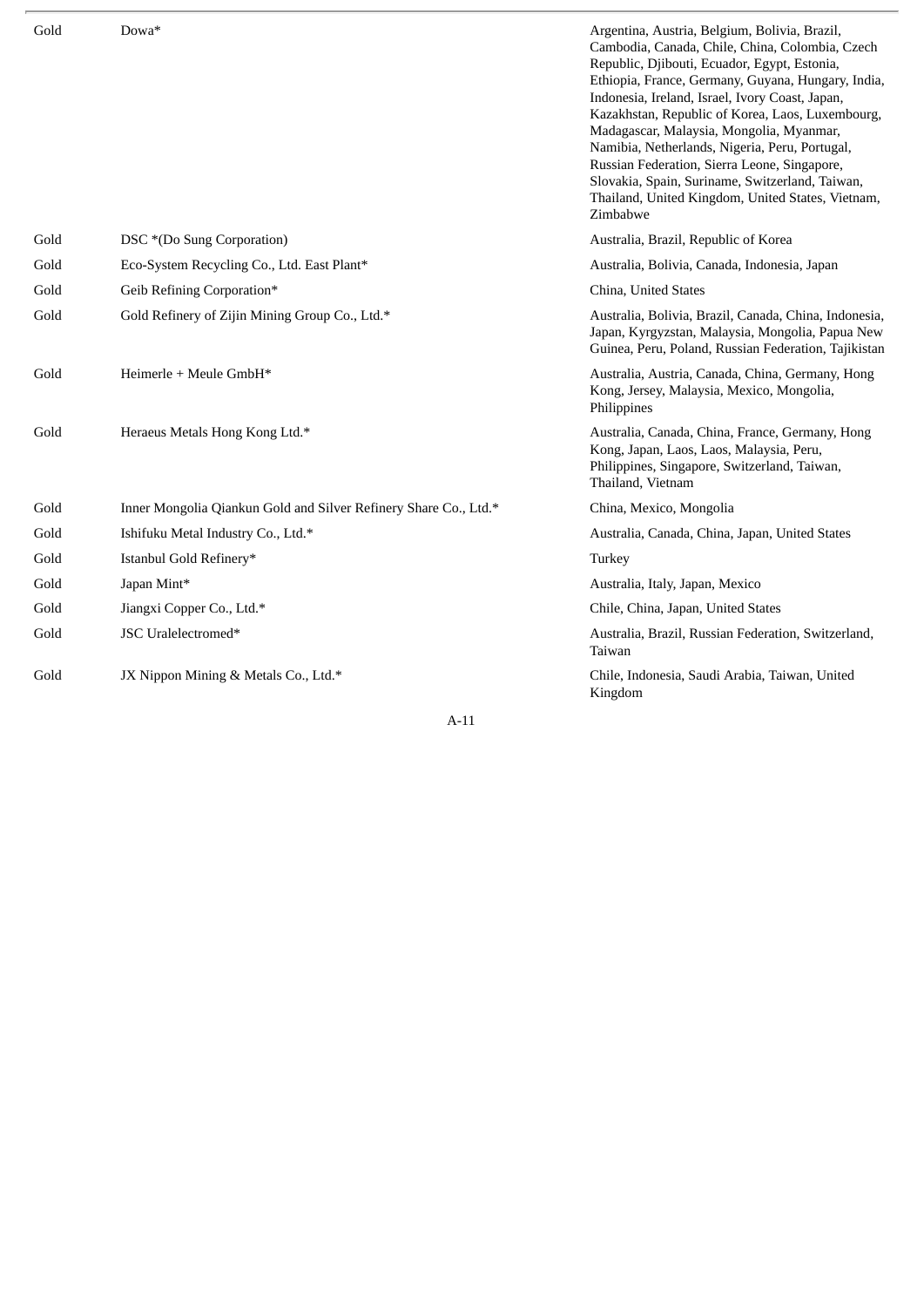| | | |
|---|---|---|
| Gold | Dowa* | Argentina, Austria, Belgium, Bolivia, Brazil, Cambodia, Canada, Chile, China, Colombia, Czech Republic, Djibouti, Ecuador, Egypt, Estonia, Ethiopia, France, Germany, Guyana, Hungary, India, Indonesia, Ireland, Israel, Ivory Coast, Japan, Kazakhstan, Republic of Korea, Laos, Luxembourg, Madagascar, Malaysia, Mongolia, Myanmar, Namibia, Netherlands, Nigeria, Peru, Portugal, Russian Federation, Sierra Leone, Singapore, Slovakia, Spain, Suriname, Switzerland, Taiwan, Thailand, United Kingdom, United States, Vietnam, Zimbabwe |
| Gold | DSC *(Do Sung Corporation) | Australia, Brazil, Republic of Korea |
| Gold | Eco-System Recycling Co., Ltd. East Plant* | Australia, Bolivia, Canada, Indonesia, Japan |
| Gold | Geib Refining Corporation* | China, United States |
| Gold | Gold Refinery of Zijin Mining Group Co., Ltd.* | Australia, Bolivia, Brazil, Canada, China, Indonesia, Japan, Kyrgyzstan, Malaysia, Mongolia, Papua New Guinea, Peru, Poland, Russian Federation, Tajikistan |
| Gold | Heimerle + Meule GmbH* | Australia, Austria, Canada, China, Germany, Hong Kong, Jersey, Malaysia, Mexico, Mongolia, Philippines |
| Gold | Heraeus Metals Hong Kong Ltd.* | Australia, Canada, China, France, Germany, Hong Kong, Japan, Laos, Laos, Malaysia, Peru, Philippines, Singapore, Switzerland, Taiwan, Thailand, Vietnam |
| Gold | Inner Mongolia Qiankun Gold and Silver Refinery Share Co., Ltd.* | China, Mexico, Mongolia |
| Gold | Ishifuku Metal Industry Co., Ltd.* | Australia, Canada, China, Japan, United States |
| Gold | Istanbul Gold Refinery* | Turkey |
| Gold | Japan Mint* | Australia, Italy, Japan, Mexico |
| Gold | Jiangxi Copper Co., Ltd.* | Chile, China, Japan, United States |
| Gold | JSC Uralelectromed* | Australia, Brazil, Russian Federation, Switzerland, Taiwan |
| Gold | JX Nippon Mining & Metals Co., Ltd.* | Chile, Indonesia, Saudi Arabia, Taiwan, United Kingdom |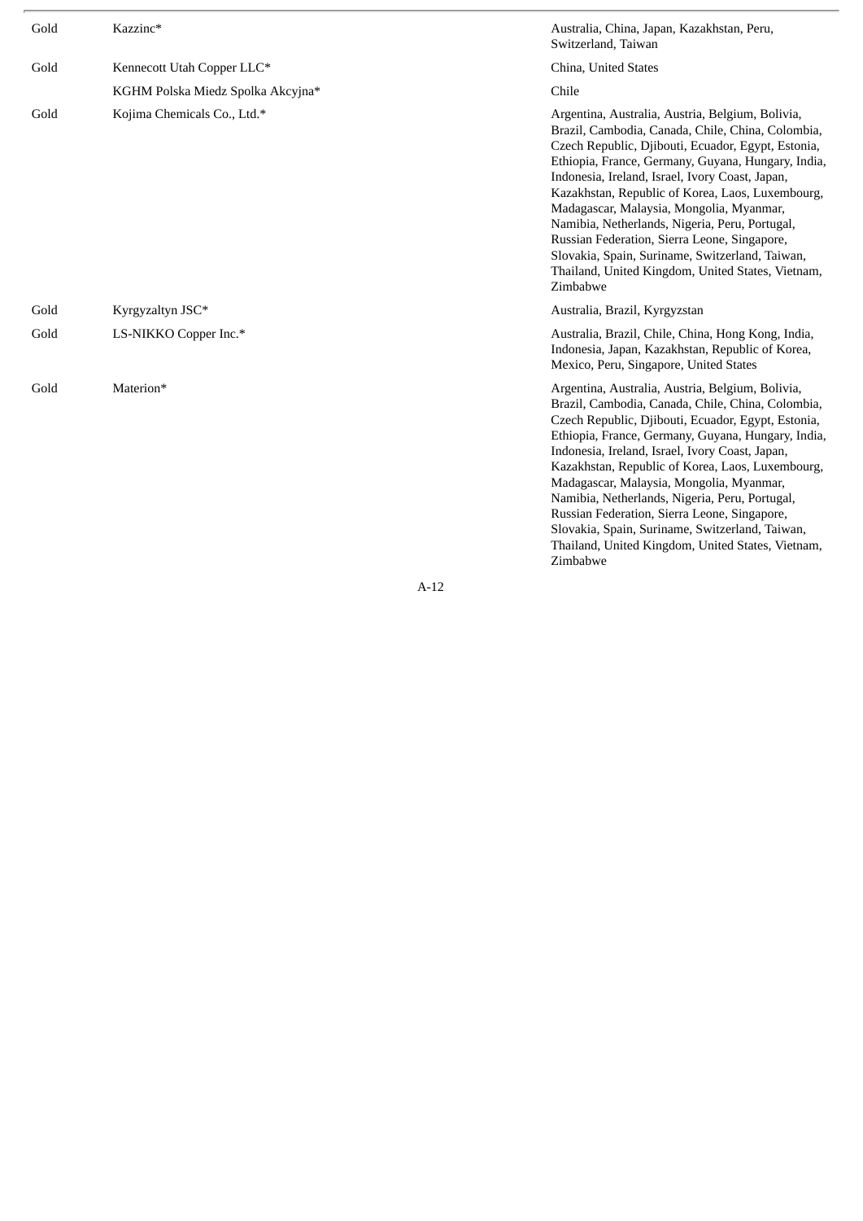| | | |
|---|---|---|
| Gold | Kazzinc* | Australia, China, Japan, Kazakhstan, Peru, Switzerland, Taiwan |
| Gold | Kennecott Utah Copper LLC* | China, United States |
| | KGHM Polska Miedz Spolka Akcyjna* | Chile |
| Gold | Kojima Chemicals Co., Ltd.* | Argentina, Australia, Austria, Belgium, Bolivia, Brazil, Cambodia, Canada, Chile, China, Colombia, Czech Republic, Djibouti, Ecuador, Egypt, Estonia, Ethiopia, France, Germany, Guyana, Hungary, India, Indonesia, Ireland, Israel, Ivory Coast, Japan, Kazakhstan, Republic of Korea, Laos, Luxembourg, Madagascar, Malaysia, Mongolia, Myanmar, Namibia, Netherlands, Nigeria, Peru, Portugal, Russian Federation, Sierra Leone, Singapore, Slovakia, Spain, Suriname, Switzerland, Taiwan, Thailand, United Kingdom, United States, Vietnam, Zimbabwe |
| Gold | Kyrgyzaltyn JSC* | Australia, Brazil, Kyrgyzstan |
| Gold | LS-NIKKO Copper Inc.* | Australia, Brazil, Chile, China, Hong Kong, India, Indonesia, Japan, Kazakhstan, Republic of Korea, Mexico, Peru, Singapore, United States |
| Gold | Materion* | Argentina, Australia, Austria, Belgium, Bolivia, Brazil, Cambodia, Canada, Chile, China, Colombia, Czech Republic, Djibouti, Ecuador, Egypt, Estonia, Ethiopia, France, Germany, Guyana, Hungary, India, Indonesia, Ireland, Israel, Ivory Coast, Japan, Kazakhstan, Republic of Korea, Laos, Luxembourg, Madagascar, Malaysia, Mongolia, Myanmar, Namibia, Netherlands, Nigeria, Peru, Portugal, Russian Federation, Sierra Leone, Singapore, Slovakia, Spain, Suriname, Switzerland, Taiwan, Thailand, United Kingdom, United States, Vietnam, Zimbabwe |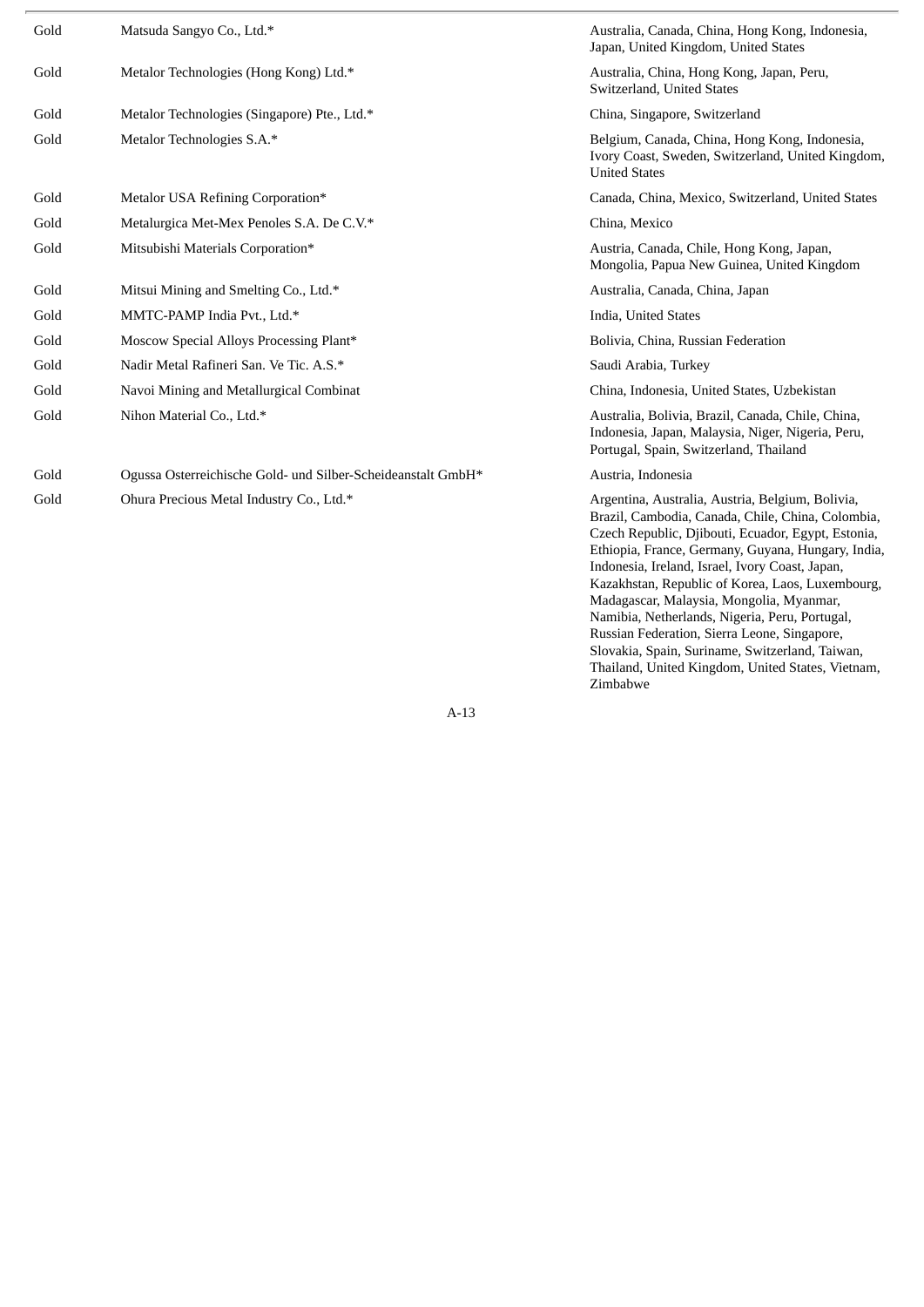| | | |
|---|---|---|
| Gold | Matsuda Sangyo Co., Ltd.* | Australia, Canada, China, Hong Kong, Indonesia, Japan, United Kingdom, United States |
| Gold | Metalor Technologies (Hong Kong) Ltd.* | Australia, China, Hong Kong, Japan, Peru, Switzerland, United States |
| Gold | Metalor Technologies (Singapore) Pte., Ltd.* | China, Singapore, Switzerland |
| Gold | Metalor Technologies S.A.* | Belgium, Canada, China, Hong Kong, Indonesia, Ivory Coast, Sweden, Switzerland, United Kingdom, United States |
| Gold | Metalor USA Refining Corporation* | Canada, China, Mexico, Switzerland, United States |
| Gold | Metalurgica Met-Mex Penoles S.A. De C.V.* | China, Mexico |
| Gold | Mitsubishi Materials Corporation* | Austria, Canada, Chile, Hong Kong, Japan, Mongolia, Papua New Guinea, United Kingdom |
| Gold | Mitsui Mining and Smelting Co., Ltd.* | Australia, Canada, China, Japan |
| Gold | MMTC-PAMP India Pvt., Ltd.* | India, United States |
| Gold | Moscow Special Alloys Processing Plant* | Bolivia, China, Russian Federation |
| Gold | Nadir Metal Rafineri San. Ve Tic. A.S.* | Saudi Arabia, Turkey |
| Gold | Navoi Mining and Metallurgical Combinat | China, Indonesia, United States, Uzbekistan |
| Gold | Nihon Material Co., Ltd.* | Australia, Bolivia, Brazil, Canada, Chile, China, Indonesia, Japan, Malaysia, Niger, Nigeria, Peru, Portugal, Spain, Switzerland, Thailand |
| Gold | Ogussa Osterreichische Gold- und Silber-Scheideanstalt GmbH* | Austria, Indonesia |
| Gold | Ohura Precious Metal Industry Co., Ltd.* | Argentina, Australia, Austria, Belgium, Bolivia, Brazil, Cambodia, Canada, Chile, China, Colombia, Czech Republic, Djibouti, Ecuador, Egypt, Estonia, Ethiopia, France, Germany, Guyana, Hungary, India, Indonesia, Ireland, Israel, Ivory Coast, Japan, Kazakhstan, Republic of Korea, Laos, Luxembourg, Madagascar, Malaysia, Mongolia, Myanmar, Namibia, Netherlands, Nigeria, Peru, Portugal, Russian Federation, Sierra Leone, Singapore, Slovakia, Spain, Suriname, Switzerland, Taiwan, Thailand, United Kingdom, United States, Vietnam, Zimbabwe |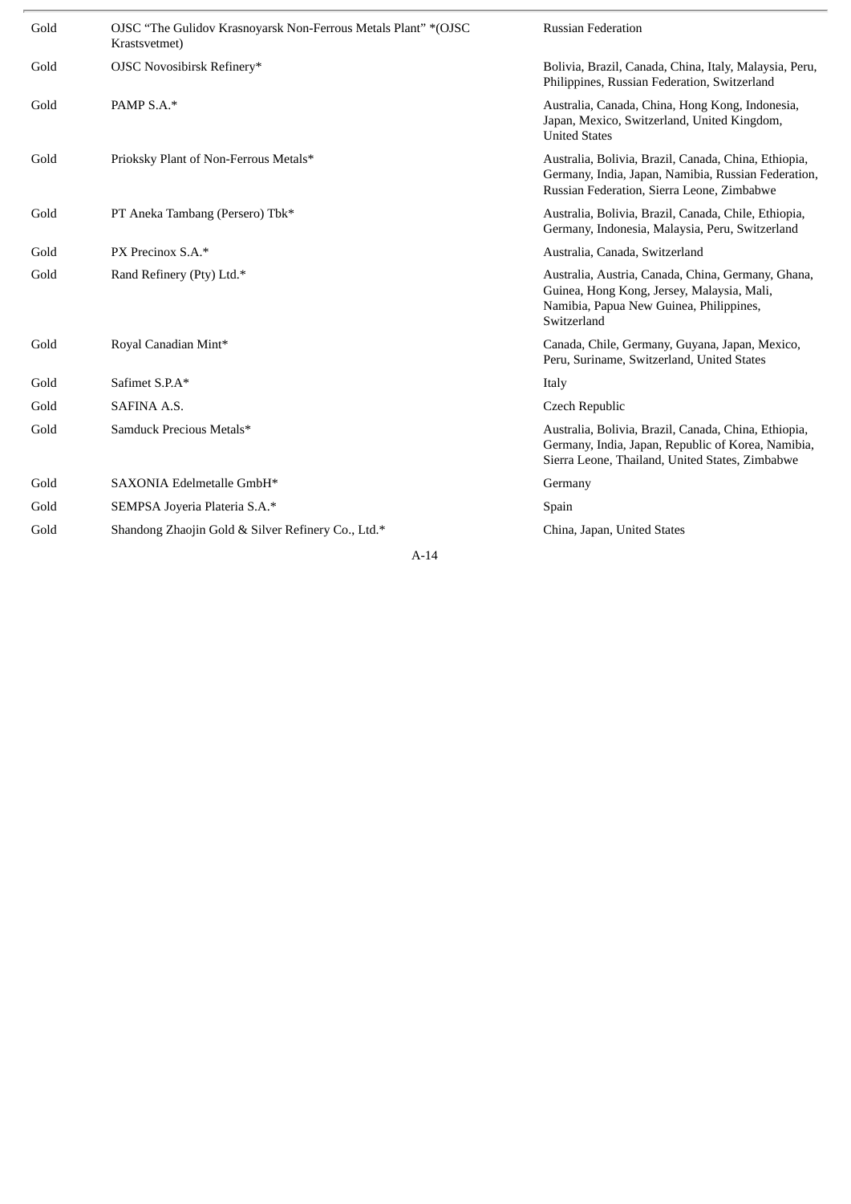| | | |
|---|---|---|
| Gold | OJSC "The Gulidov Krasnoyarsk Non-Ferrous Metals Plant" *(OJSC Krastsvetmet) | Russian Federation |
| Gold | OJSC Novosibirsk Refinery* | Bolivia, Brazil, Canada, China, Italy, Malaysia, Peru, Philippines, Russian Federation, Switzerland |
| Gold | PAMP S.A.* | Australia, Canada, China, Hong Kong, Indonesia, Japan, Mexico, Switzerland, United Kingdom, United States |
| Gold | Prioksky Plant of Non-Ferrous Metals* | Australia, Bolivia, Brazil, Canada, China, Ethiopia, Germany, India, Japan, Namibia, Russian Federation, Russian Federation, Sierra Leone, Zimbabwe |
| Gold | PT Aneka Tambang (Persero) Tbk* | Australia, Bolivia, Brazil, Canada, Chile, Ethiopia, Germany, Indonesia, Malaysia, Peru, Switzerland |
| Gold | PX Precinox S.A.* | Australia, Canada, Switzerland |
| Gold | Rand Refinery (Pty) Ltd.* | Australia, Austria, Canada, China, Germany, Ghana, Guinea, Hong Kong, Jersey, Malaysia, Mali, Namibia, Papua New Guinea, Philippines, Switzerland |
| Gold | Royal Canadian Mint* | Canada, Chile, Germany, Guyana, Japan, Mexico, Peru, Suriname, Switzerland, United States |
| Gold | Safimet S.P.A* | Italy |
| Gold | SAFINA A.S. | Czech Republic |
| Gold | Samduck Precious Metals* | Australia, Bolivia, Brazil, Canada, China, Ethiopia, Germany, India, Japan, Republic of Korea, Namibia, Sierra Leone, Thailand, United States, Zimbabwe |
| Gold | SAXONIA Edelmetalle GmbH* | Germany |
| Gold | SEMPSA Joyeria Plateria S.A.* | Spain |
| Gold | Shandong Zhaojin Gold & Silver Refinery Co., Ltd.* | China, Japan, United States |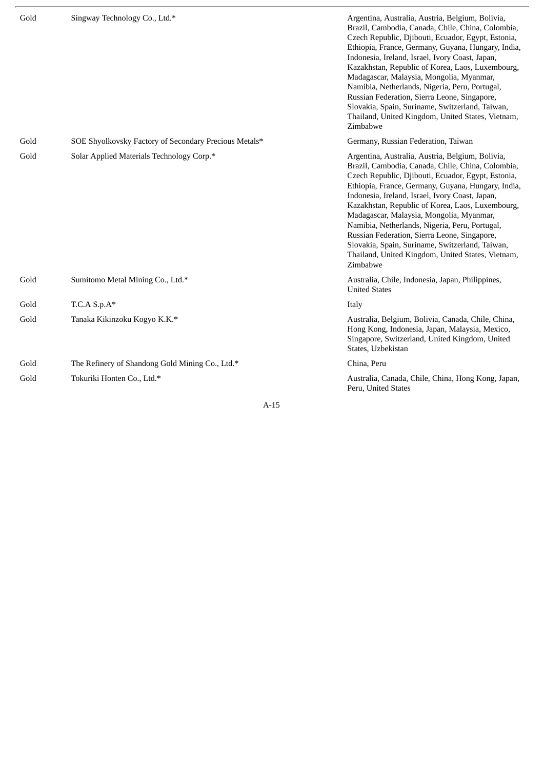| | | |
|---|---|---|
| Gold | Singway Technology Co., Ltd.* | Argentina, Australia, Austria, Belgium, Bolivia, Brazil, Cambodia, Canada, Chile, China, Colombia, Czech Republic, Djibouti, Ecuador, Egypt, Estonia, Ethiopia, France, Germany, Guyana, Hungary, India, Indonesia, Ireland, Israel, Ivory Coast, Japan, Kazakhstan, Republic of Korea, Laos, Luxembourg, Madagascar, Malaysia, Mongolia, Myanmar, Namibia, Netherlands, Nigeria, Peru, Portugal, Russian Federation, Sierra Leone, Singapore, Slovakia, Spain, Suriname, Switzerland, Taiwan, Thailand, United Kingdom, United States, Vietnam, Zimbabwe |
| Gold | SOE Shyolkovsky Factory of Secondary Precious Metals* | Germany, Russian Federation, Taiwan |
| Gold | Solar Applied Materials Technology Corp.* | Argentina, Australia, Austria, Belgium, Bolivia, Brazil, Cambodia, Canada, Chile, China, Colombia, Czech Republic, Djibouti, Ecuador, Egypt, Estonia, Ethiopia, France, Germany, Guyana, Hungary, India, Indonesia, Ireland, Israel, Ivory Coast, Japan, Kazakhstan, Republic of Korea, Laos, Luxembourg, Madagascar, Malaysia, Mongolia, Myanmar, Namibia, Netherlands, Nigeria, Peru, Portugal, Russian Federation, Sierra Leone, Singapore, Slovakia, Spain, Suriname, Switzerland, Taiwan, Thailand, United Kingdom, United States, Vietnam, Zimbabwe |
| Gold | Sumitomo Metal Mining Co., Ltd.* | Australia, Chile, Indonesia, Japan, Philippines, United States |
| Gold | T.C.A S.p.A* | Italy |
| Gold | Tanaka Kikinzoku Kogyo K.K.* | Australia, Belgium, Bolivia, Canada, Chile, China, Hong Kong, Indonesia, Japan, Malaysia, Mexico, Singapore, Switzerland, United Kingdom, United States, Uzbekistan |
| Gold | The Refinery of Shandong Gold Mining Co., Ltd.* | China, Peru |
| Gold | Tokuriki Honten Co., Ltd.* | Australia, Canada, Chile, China, Hong Kong, Japan, Peru, United States |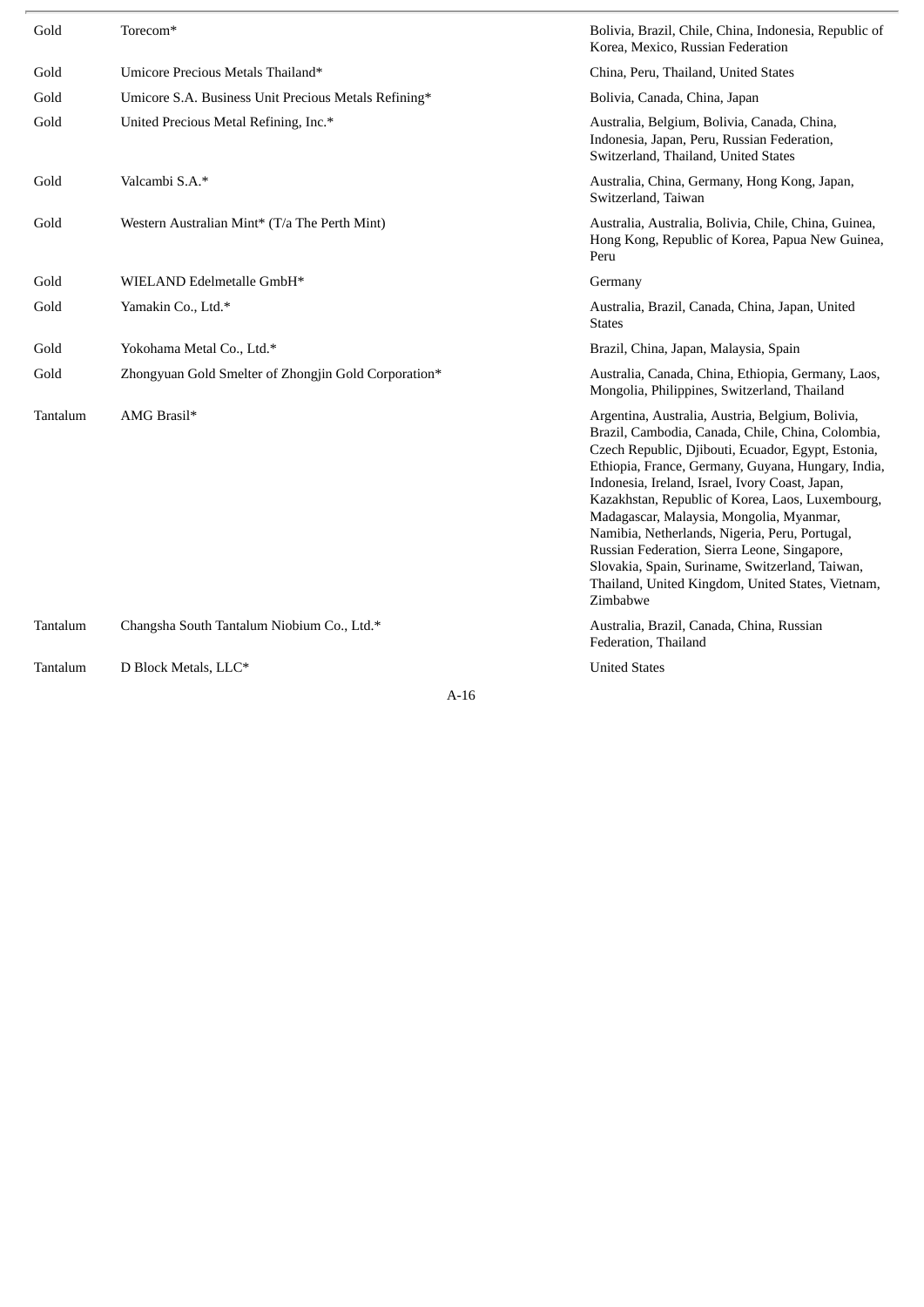| | | |
|---|---|---|
| Gold | Torecom* | Bolivia, Brazil, Chile, China, Indonesia, Republic of Korea, Mexico, Russian Federation |
| Gold | Umicore Precious Metals Thailand* | China, Peru, Thailand, United States |
| Gold | Umicore S.A. Business Unit Precious Metals Refining* | Bolivia, Canada, China, Japan |
| Gold | United Precious Metal Refining, Inc.* | Australia, Belgium, Bolivia, Canada, China, Indonesia, Japan, Peru, Russian Federation, Switzerland, Thailand, United States |
| Gold | Valcambi S.A.* | Australia, China, Germany, Hong Kong, Japan, Switzerland, Taiwan |
| Gold | Western Australian Mint* (T/a The Perth Mint) | Australia, Australia, Bolivia, Chile, China, Guinea, Hong Kong, Republic of Korea, Papua New Guinea, Peru |
| Gold | WIELAND Edelmetalle GmbH* | Germany |
| Gold | Yamakin Co., Ltd.* | Australia, Brazil, Canada, China, Japan, United States |
| Gold | Yokohama Metal Co., Ltd.* | Brazil, China, Japan, Malaysia, Spain |
| Gold | Zhongyuan Gold Smelter of Zhongjin Gold Corporation* | Australia, Canada, China, Ethiopia, Germany, Laos, Mongolia, Philippines, Switzerland, Thailand |
| Tantalum | AMG Brasil* | Argentina, Australia, Austria, Belgium, Bolivia, Brazil, Cambodia, Canada, Chile, China, Colombia, Czech Republic, Djibouti, Ecuador, Egypt, Estonia, Ethiopia, France, Germany, Guyana, Hungary, India, Indonesia, Ireland, Israel, Ivory Coast, Japan, Kazakhstan, Republic of Korea, Laos, Luxembourg, Madagascar, Malaysia, Mongolia, Myanmar, Namibia, Netherlands, Nigeria, Peru, Portugal, Russian Federation, Sierra Leone, Singapore, Slovakia, Spain, Suriname, Switzerland, Taiwan, Thailand, United Kingdom, United States, Vietnam, Zimbabwe |
| Tantalum | Changsha South Tantalum Niobium Co., Ltd.* | Australia, Brazil, Canada, China, Russian Federation, Thailand |
| Tantalum | D Block Metals, LLC* | United States |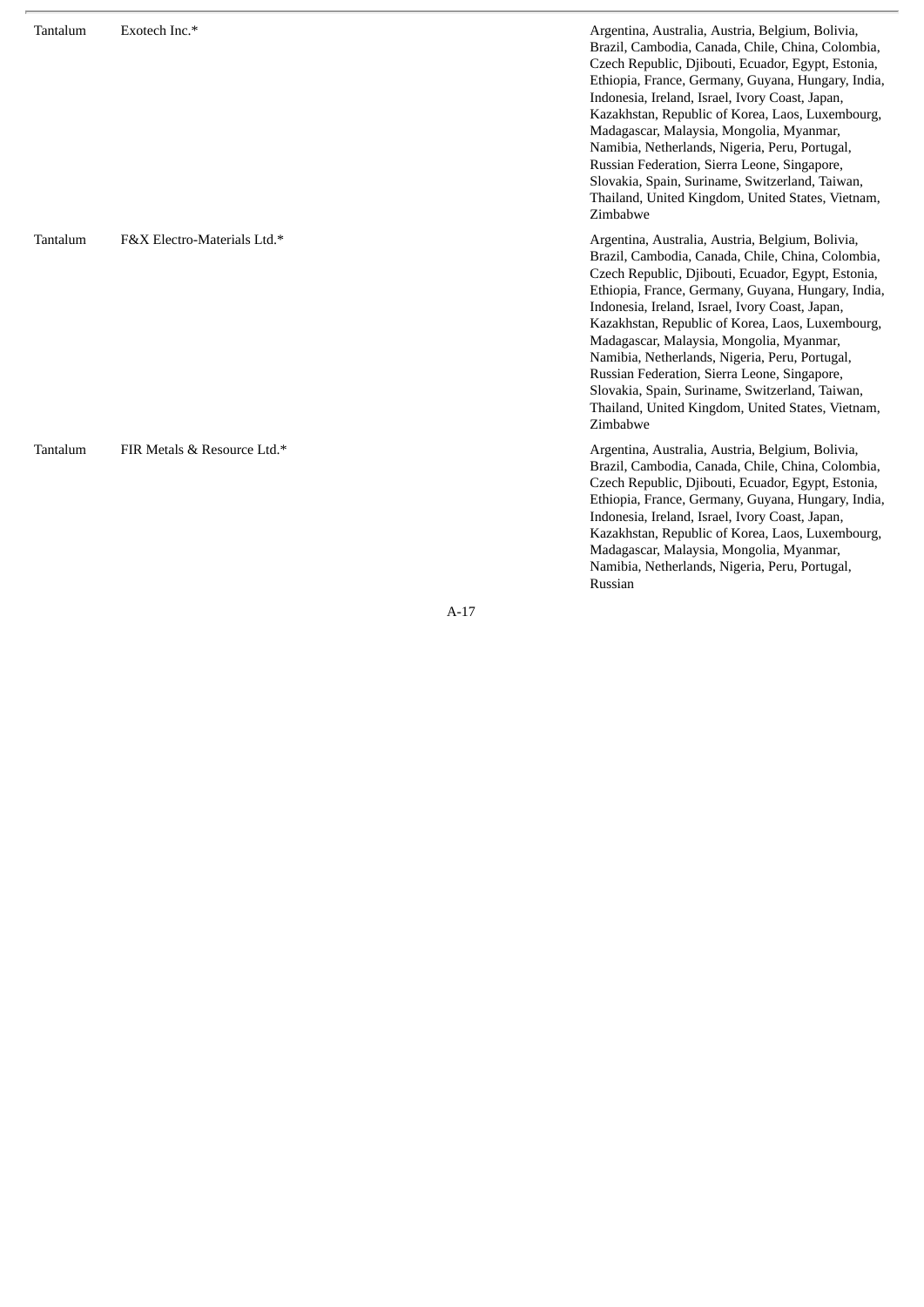| | | |
|---|---|---|
| Tantalum | Exotech Inc.* | Argentina, Australia, Austria, Belgium, Bolivia, Brazil, Cambodia, Canada, Chile, China, Colombia, Czech Republic, Djibouti, Ecuador, Egypt, Estonia, Ethiopia, France, Germany, Guyana, Hungary, India, Indonesia, Ireland, Israel, Ivory Coast, Japan, Kazakhstan, Republic of Korea, Laos, Luxembourg, Madagascar, Malaysia, Mongolia, Myanmar, Namibia, Netherlands, Nigeria, Peru, Portugal, Russian Federation, Sierra Leone, Singapore, Slovakia, Spain, Suriname, Switzerland, Taiwan, Thailand, United Kingdom, United States, Vietnam, Zimbabwe |
| Tantalum | F&X Electro-Materials Ltd.* | Argentina, Australia, Austria, Belgium, Bolivia, Brazil, Cambodia, Canada, Chile, China, Colombia, Czech Republic, Djibouti, Ecuador, Egypt, Estonia, Ethiopia, France, Germany, Guyana, Hungary, India, Indonesia, Ireland, Israel, Ivory Coast, Japan, Kazakhstan, Republic of Korea, Laos, Luxembourg, Madagascar, Malaysia, Mongolia, Myanmar, Namibia, Netherlands, Nigeria, Peru, Portugal, Russian Federation, Sierra Leone, Singapore, Slovakia, Spain, Suriname, Switzerland, Taiwan, Thailand, United Kingdom, United States, Vietnam, Zimbabwe |
| Tantalum | FIR Metals & Resource Ltd.* | Argentina, Australia, Austria, Belgium, Bolivia, Brazil, Cambodia, Canada, Chile, China, Colombia, Czech Republic, Djibouti, Ecuador, Egypt, Estonia, Ethiopia, France, Germany, Guyana, Hungary, India, Indonesia, Ireland, Israel, Ivory Coast, Japan, Kazakhstan, Republic of Korea, Laos, Luxembourg, Madagascar, Malaysia, Mongolia, Myanmar, Namibia, Netherlands, Nigeria, Peru, Portugal, Russian |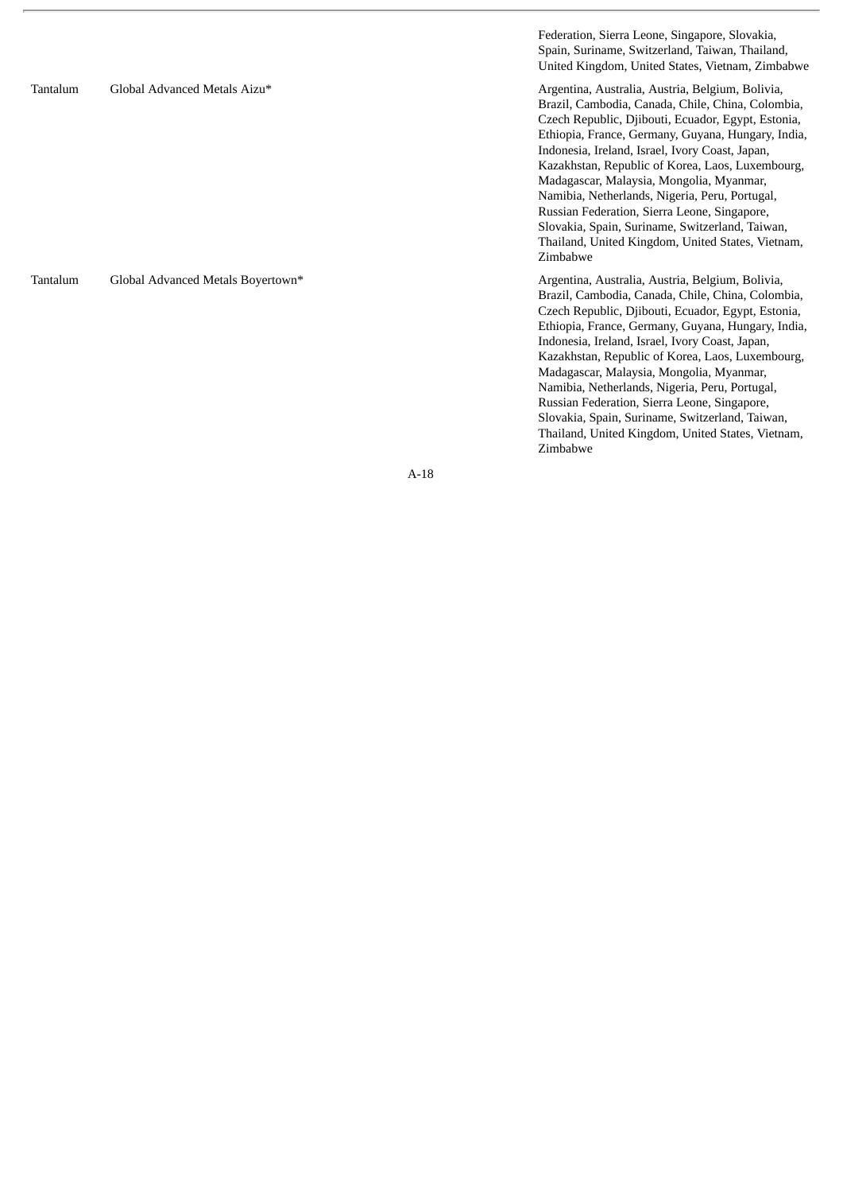| | | |
|---|---|---|
| | | Federation, Sierra Leone, Singapore, Slovakia, Spain, Suriname, Switzerland, Taiwan, Thailand, United Kingdom, United States, Vietnam, Zimbabwe |
| Tantalum | Global Advanced Metals Aizu* | Argentina, Australia, Austria, Belgium, Bolivia, Brazil, Cambodia, Canada, Chile, China, Colombia, Czech Republic, Djibouti, Ecuador, Egypt, Estonia, Ethiopia, France, Germany, Guyana, Hungary, India, Indonesia, Ireland, Israel, Ivory Coast, Japan, Kazakhstan, Republic of Korea, Laos, Luxembourg, Madagascar, Malaysia, Mongolia, Myanmar, Namibia, Netherlands, Nigeria, Peru, Portugal, Russian Federation, Sierra Leone, Singapore, Slovakia, Spain, Suriname, Switzerland, Taiwan, Thailand, United Kingdom, United States, Vietnam, Zimbabwe |
| Tantalum | Global Advanced Metals Boyertown* | Argentina, Australia, Austria, Belgium, Bolivia, Brazil, Cambodia, Canada, Chile, China, Colombia, Czech Republic, Djibouti, Ecuador, Egypt, Estonia, Ethiopia, France, Germany, Guyana, Hungary, India, Indonesia, Ireland, Israel, Ivory Coast, Japan, Kazakhstan, Republic of Korea, Laos, Luxembourg, Madagascar, Malaysia, Mongolia, Myanmar, Namibia, Netherlands, Nigeria, Peru, Portugal, Russian Federation, Sierra Leone, Singapore, Slovakia, Spain, Suriname, Switzerland, Taiwan, Thailand, United Kingdom, United States, Vietnam, Zimbabwe |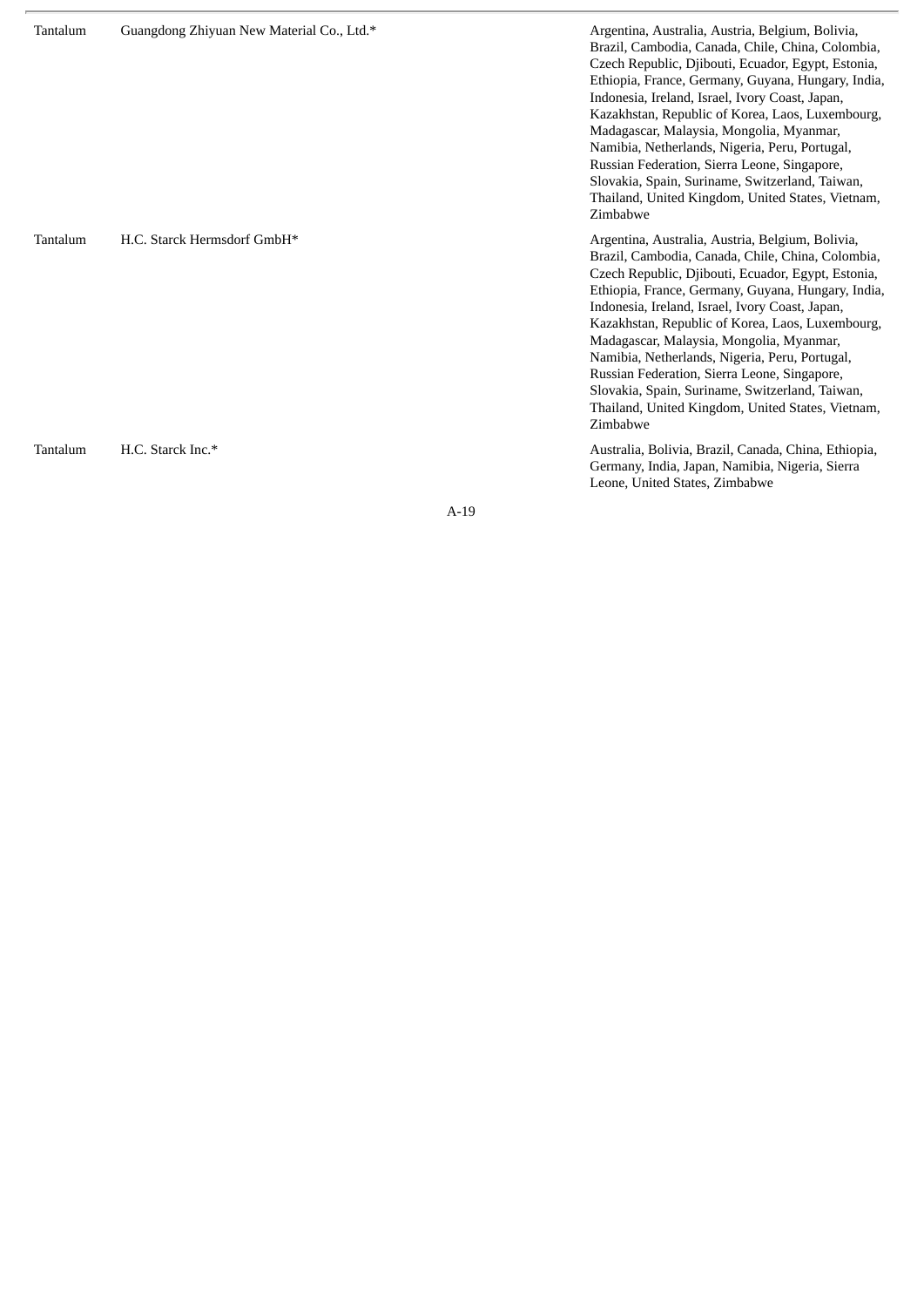| | | |
|---|---|---|
| Tantalum | Guangdong Zhiyuan New Material Co., Ltd.* | Argentina, Australia, Austria, Belgium, Bolivia, Brazil, Cambodia, Canada, Chile, China, Colombia, Czech Republic, Djibouti, Ecuador, Egypt, Estonia, Ethiopia, France, Germany, Guyana, Hungary, India, Indonesia, Ireland, Israel, Ivory Coast, Japan, Kazakhstan, Republic of Korea, Laos, Luxembourg, Madagascar, Malaysia, Mongolia, Myanmar, Namibia, Netherlands, Nigeria, Peru, Portugal, Russian Federation, Sierra Leone, Singapore, Slovakia, Spain, Suriname, Switzerland, Taiwan, Thailand, United Kingdom, United States, Vietnam, Zimbabwe |
| Tantalum | H.C. Starck Hermsdorf GmbH* | Argentina, Australia, Austria, Belgium, Bolivia, Brazil, Cambodia, Canada, Chile, China, Colombia, Czech Republic, Djibouti, Ecuador, Egypt, Estonia, Ethiopia, France, Germany, Guyana, Hungary, India, Indonesia, Ireland, Israel, Ivory Coast, Japan, Kazakhstan, Republic of Korea, Laos, Luxembourg, Madagascar, Malaysia, Mongolia, Myanmar, Namibia, Netherlands, Nigeria, Peru, Portugal, Russian Federation, Sierra Leone, Singapore, Slovakia, Spain, Suriname, Switzerland, Taiwan, Thailand, United Kingdom, United States, Vietnam, Zimbabwe |
| Tantalum | H.C. Starck Inc.* | Australia, Bolivia, Brazil, Canada, China, Ethiopia, Germany, India, Japan, Namibia, Nigeria, Sierra Leone, United States, Zimbabwe |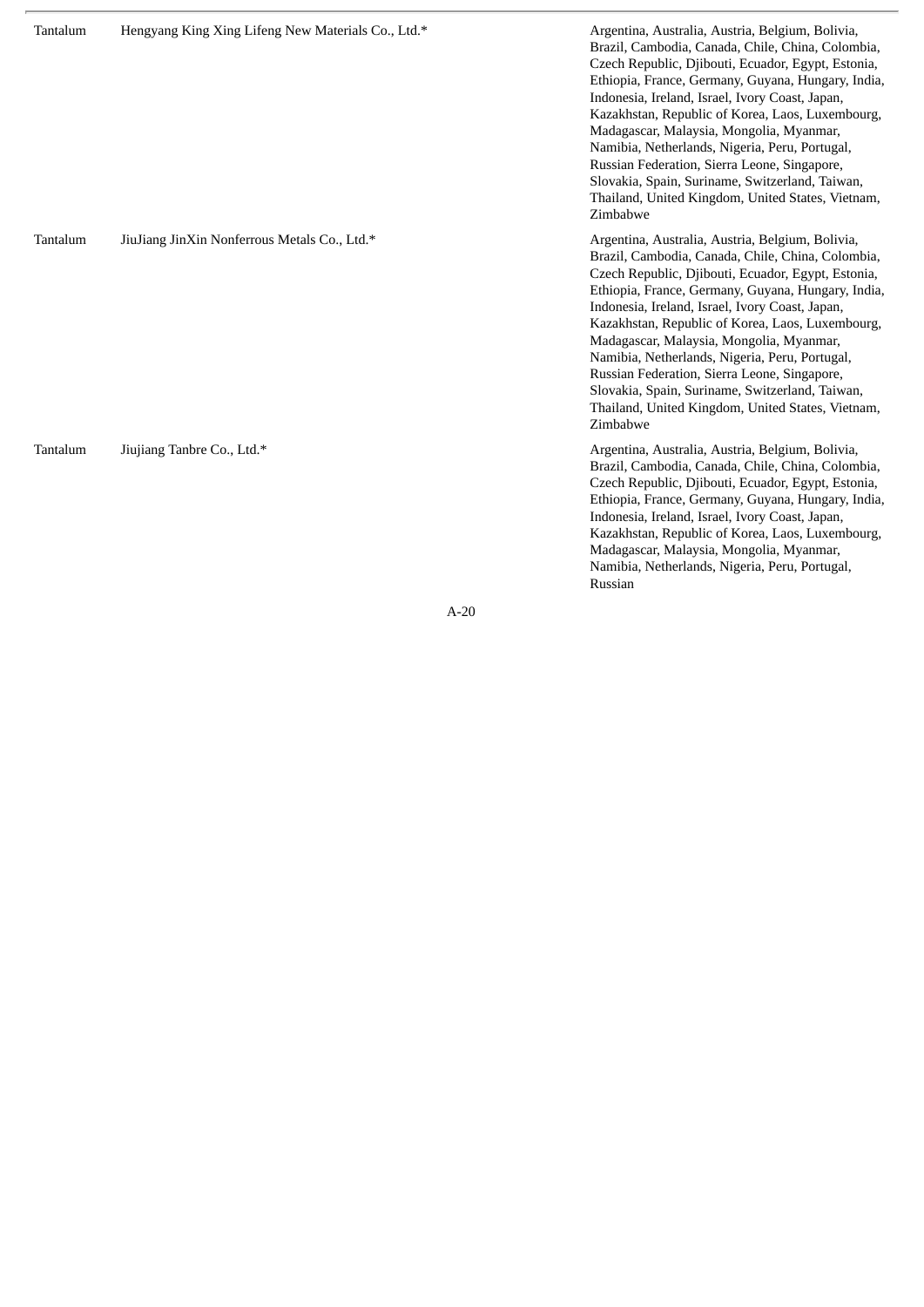| | | |
|---|---|---|
| Tantalum | Hengyang King Xing Lifeng New Materials Co., Ltd.* | Argentina, Australia, Austria, Belgium, Bolivia, Brazil, Cambodia, Canada, Chile, China, Colombia, Czech Republic, Djibouti, Ecuador, Egypt, Estonia, Ethiopia, France, Germany, Guyana, Hungary, India, Indonesia, Ireland, Israel, Ivory Coast, Japan, Kazakhstan, Republic of Korea, Laos, Luxembourg, Madagascar, Malaysia, Mongolia, Myanmar, Namibia, Netherlands, Nigeria, Peru, Portugal, Russian Federation, Sierra Leone, Singapore, Slovakia, Spain, Suriname, Switzerland, Taiwan, Thailand, United Kingdom, United States, Vietnam, Zimbabwe |
| Tantalum | JiuJiang JinXin Nonferrous Metals Co., Ltd.* | Argentina, Australia, Austria, Belgium, Bolivia, Brazil, Cambodia, Canada, Chile, China, Colombia, Czech Republic, Djibouti, Ecuador, Egypt, Estonia, Ethiopia, France, Germany, Guyana, Hungary, India, Indonesia, Ireland, Israel, Ivory Coast, Japan, Kazakhstan, Republic of Korea, Laos, Luxembourg, Madagascar, Malaysia, Mongolia, Myanmar, Namibia, Netherlands, Nigeria, Peru, Portugal, Russian Federation, Sierra Leone, Singapore, Slovakia, Spain, Suriname, Switzerland, Taiwan, Thailand, United Kingdom, United States, Vietnam, Zimbabwe |
| Tantalum | Jiujiang Tanbre Co., Ltd.* | Argentina, Australia, Austria, Belgium, Bolivia, Brazil, Cambodia, Canada, Chile, China, Colombia, Czech Republic, Djibouti, Ecuador, Egypt, Estonia, Ethiopia, France, Germany, Guyana, Hungary, India, Indonesia, Ireland, Israel, Ivory Coast, Japan, Kazakhstan, Republic of Korea, Laos, Luxembourg, Madagascar, Malaysia, Mongolia, Myanmar, Namibia, Netherlands, Nigeria, Peru, Portugal, Russian |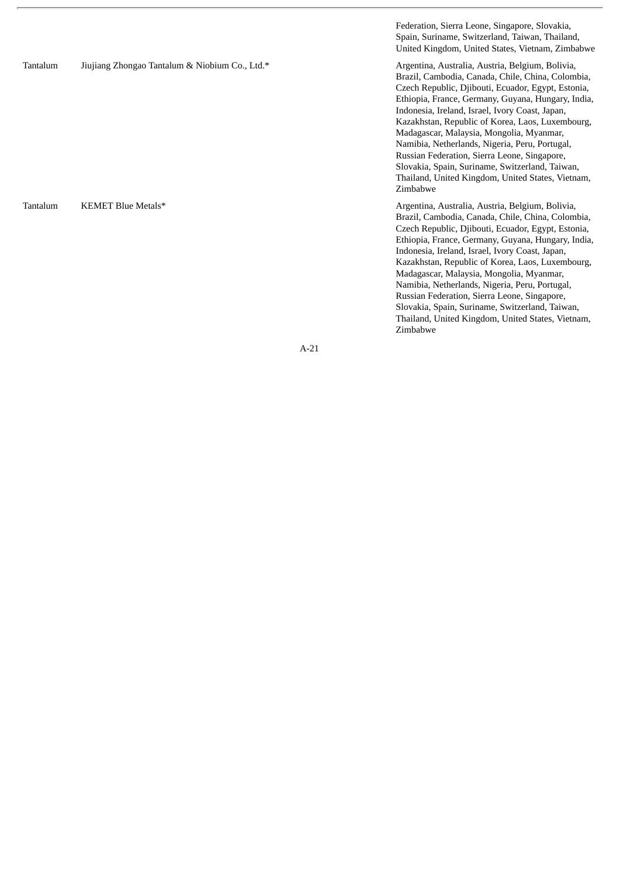| | | |
|---|---|---|
| | | Federation, Sierra Leone, Singapore, Slovakia, Spain, Suriname, Switzerland, Taiwan, Thailand, United Kingdom, United States, Vietnam, Zimbabwe |
| Tantalum | Jiujiang Zhongao Tantalum & Niobium Co., Ltd.* | Argentina, Australia, Austria, Belgium, Bolivia, Brazil, Cambodia, Canada, Chile, China, Colombia, Czech Republic, Djibouti, Ecuador, Egypt, Estonia, Ethiopia, France, Germany, Guyana, Hungary, India, Indonesia, Ireland, Israel, Ivory Coast, Japan, Kazakhstan, Republic of Korea, Laos, Luxembourg, Madagascar, Malaysia, Mongolia, Myanmar, Namibia, Netherlands, Nigeria, Peru, Portugal, Russian Federation, Sierra Leone, Singapore, Slovakia, Spain, Suriname, Switzerland, Taiwan, Thailand, United Kingdom, United States, Vietnam, Zimbabwe |
| Tantalum | KEMET Blue Metals* | Argentina, Australia, Austria, Belgium, Bolivia, Brazil, Cambodia, Canada, Chile, China, Colombia, Czech Republic, Djibouti, Ecuador, Egypt, Estonia, Ethiopia, France, Germany, Guyana, Hungary, India, Indonesia, Ireland, Israel, Ivory Coast, Japan, Kazakhstan, Republic of Korea, Laos, Luxembourg, Madagascar, Malaysia, Mongolia, Myanmar, Namibia, Netherlands, Nigeria, Peru, Portugal, Russian Federation, Sierra Leone, Singapore, Slovakia, Spain, Suriname, Switzerland, Taiwan, Thailand, United Kingdom, United States, Vietnam, Zimbabwe |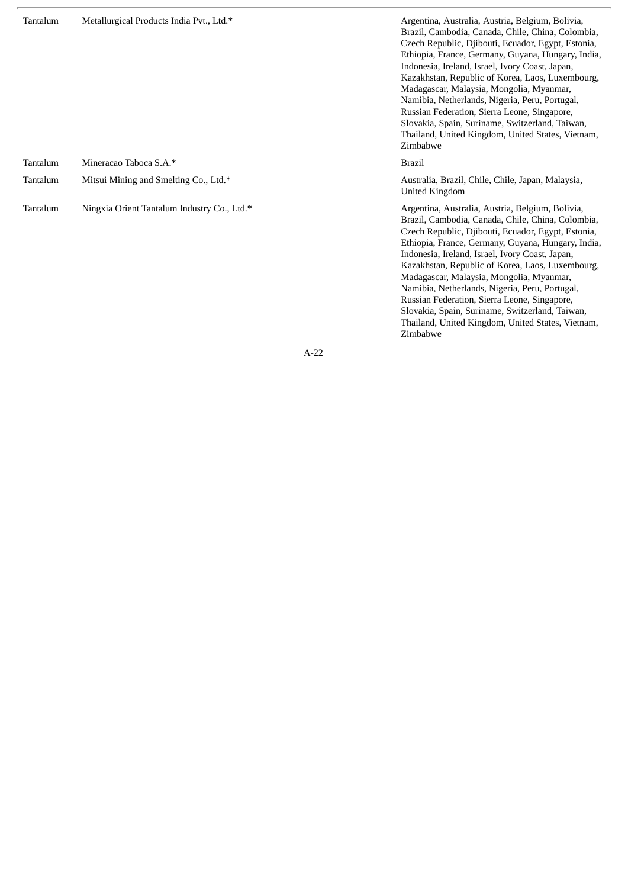| | | |
|---|---|---|
| Tantalum | Metallurgical Products India Pvt., Ltd.* | Argentina, Australia, Austria, Belgium, Bolivia, Brazil, Cambodia, Canada, Chile, China, Colombia, Czech Republic, Djibouti, Ecuador, Egypt, Estonia, Ethiopia, France, Germany, Guyana, Hungary, India, Indonesia, Ireland, Israel, Ivory Coast, Japan, Kazakhstan, Republic of Korea, Laos, Luxembourg, Madagascar, Malaysia, Mongolia, Myanmar, Namibia, Netherlands, Nigeria, Peru, Portugal, Russian Federation, Sierra Leone, Singapore, Slovakia, Spain, Suriname, Switzerland, Taiwan, Thailand, United Kingdom, United States, Vietnam, Zimbabwe |
| Tantalum | Mineracao Taboca S.A.* | Brazil |
| Tantalum | Mitsui Mining and Smelting Co., Ltd.* | Australia, Brazil, Chile, Chile, Japan, Malaysia, United Kingdom |
| Tantalum | Ningxia Orient Tantalum Industry Co., Ltd.* | Argentina, Australia, Austria, Belgium, Bolivia, Brazil, Cambodia, Canada, Chile, China, Colombia, Czech Republic, Djibouti, Ecuador, Egypt, Estonia, Ethiopia, France, Germany, Guyana, Hungary, India, Indonesia, Ireland, Israel, Ivory Coast, Japan, Kazakhstan, Republic of Korea, Laos, Luxembourg, Madagascar, Malaysia, Mongolia, Myanmar, Namibia, Netherlands, Nigeria, Peru, Portugal, Russian Federation, Sierra Leone, Singapore, Slovakia, Spain, Suriname, Switzerland, Taiwan, Thailand, United Kingdom, United States, Vietnam, Zimbabwe |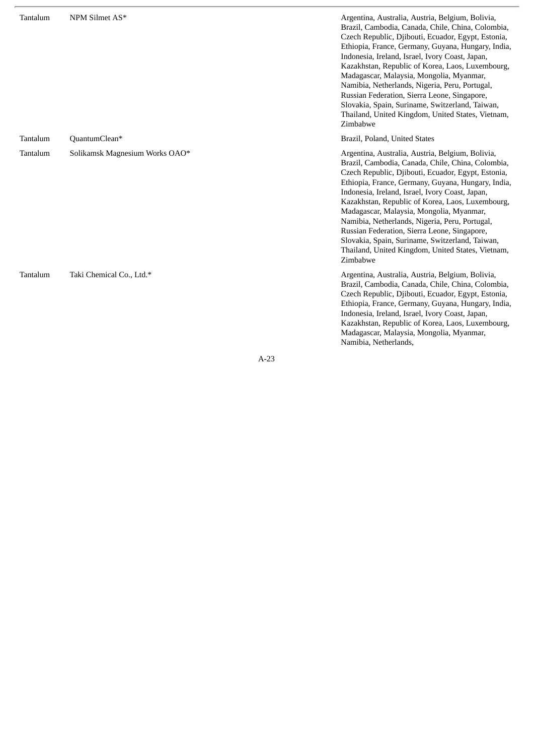| | | |
|---|---|---|
| Tantalum | NPM Silmet AS* | Argentina, Australia, Austria, Belgium, Bolivia, Brazil, Cambodia, Canada, Chile, China, Colombia, Czech Republic, Djibouti, Ecuador, Egypt, Estonia, Ethiopia, France, Germany, Guyana, Hungary, India, Indonesia, Ireland, Israel, Ivory Coast, Japan, Kazakhstan, Republic of Korea, Laos, Luxembourg, Madagascar, Malaysia, Mongolia, Myanmar, Namibia, Netherlands, Nigeria, Peru, Portugal, Russian Federation, Sierra Leone, Singapore, Slovakia, Spain, Suriname, Switzerland, Taiwan, Thailand, United Kingdom, United States, Vietnam, Zimbabwe |
| Tantalum | QuantumClean* | Brazil, Poland, United States |
| Tantalum | Solikamsk Magnesium Works OAO* | Argentina, Australia, Austria, Belgium, Bolivia, Brazil, Cambodia, Canada, Chile, China, Colombia, Czech Republic, Djibouti, Ecuador, Egypt, Estonia, Ethiopia, France, Germany, Guyana, Hungary, India, Indonesia, Ireland, Israel, Ivory Coast, Japan, Kazakhstan, Republic of Korea, Laos, Luxembourg, Madagascar, Malaysia, Mongolia, Myanmar, Namibia, Netherlands, Nigeria, Peru, Portugal, Russian Federation, Sierra Leone, Singapore, Slovakia, Spain, Suriname, Switzerland, Taiwan, Thailand, United Kingdom, United States, Vietnam, Zimbabwe |
| Tantalum | Taki Chemical Co., Ltd.* | Argentina, Australia, Austria, Belgium, Bolivia, Brazil, Cambodia, Canada, Chile, China, Colombia, Czech Republic, Djibouti, Ecuador, Egypt, Estonia, Ethiopia, France, Germany, Guyana, Hungary, India, Indonesia, Ireland, Israel, Ivory Coast, Japan, Kazakhstan, Republic of Korea, Laos, Luxembourg, Madagascar, Malaysia, Mongolia, Myanmar, Namibia, Netherlands, |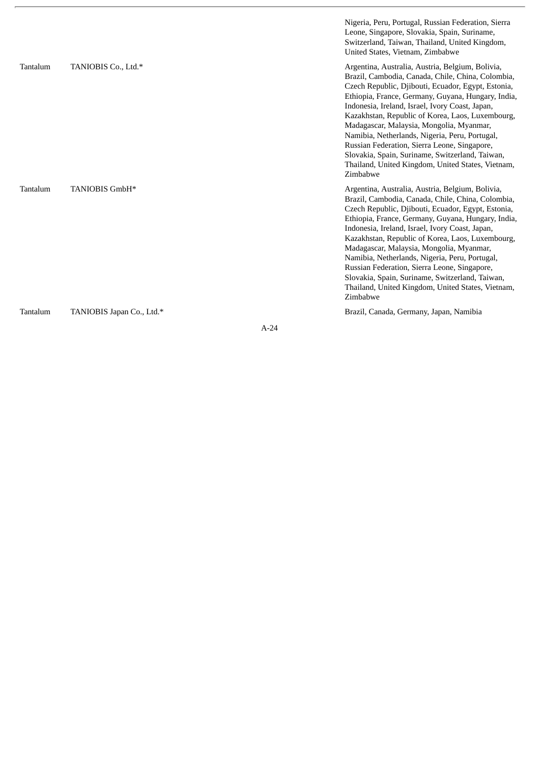| | | |
|---|---|---|
| | | Nigeria, Peru, Portugal, Russian Federation, Sierra Leone, Singapore, Slovakia, Spain, Suriname, Switzerland, Taiwan, Thailand, United Kingdom, United States, Vietnam, Zimbabwe |
| Tantalum | TANIOBIS Co., Ltd.* | Argentina, Australia, Austria, Belgium, Bolivia, Brazil, Cambodia, Canada, Chile, China, Colombia, Czech Republic, Djibouti, Ecuador, Egypt, Estonia, Ethiopia, France, Germany, Guyana, Hungary, India, Indonesia, Ireland, Israel, Ivory Coast, Japan, Kazakhstan, Republic of Korea, Laos, Luxembourg, Madagascar, Malaysia, Mongolia, Myanmar, Namibia, Netherlands, Nigeria, Peru, Portugal, Russian Federation, Sierra Leone, Singapore, Slovakia, Spain, Suriname, Switzerland, Taiwan, Thailand, United Kingdom, United States, Vietnam, Zimbabwe |
| Tantalum | TANIOBIS GmbH* | Argentina, Australia, Austria, Belgium, Bolivia, Brazil, Cambodia, Canada, Chile, China, Colombia, Czech Republic, Djibouti, Ecuador, Egypt, Estonia, Ethiopia, France, Germany, Guyana, Hungary, India, Indonesia, Ireland, Israel, Ivory Coast, Japan, Kazakhstan, Republic of Korea, Laos, Luxembourg, Madagascar, Malaysia, Mongolia, Myanmar, Namibia, Netherlands, Nigeria, Peru, Portugal, Russian Federation, Sierra Leone, Singapore, Slovakia, Spain, Suriname, Switzerland, Taiwan, Thailand, United Kingdom, United States, Vietnam, Zimbabwe |
| Tantalum | TANIOBIS Japan Co., Ltd.* | Brazil, Canada, Germany, Japan, Namibia |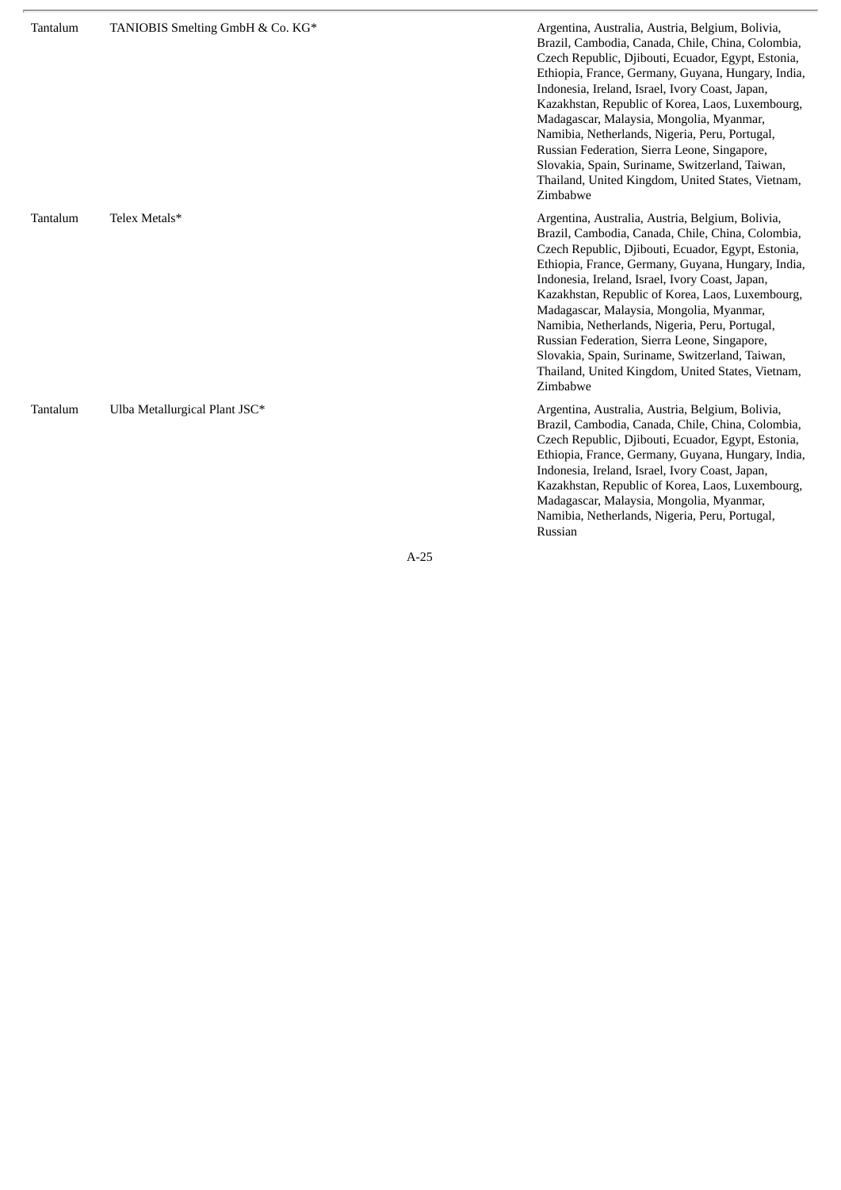| | | |
|---|---|---|
| Tantalum | TANIOBIS Smelting GmbH & Co. KG* | Argentina, Australia, Austria, Belgium, Bolivia, Brazil, Cambodia, Canada, Chile, China, Colombia, Czech Republic, Djibouti, Ecuador, Egypt, Estonia, Ethiopia, France, Germany, Guyana, Hungary, India, Indonesia, Ireland, Israel, Ivory Coast, Japan, Kazakhstan, Republic of Korea, Laos, Luxembourg, Madagascar, Malaysia, Mongolia, Myanmar, Namibia, Netherlands, Nigeria, Peru, Portugal, Russian Federation, Sierra Leone, Singapore, Slovakia, Spain, Suriname, Switzerland, Taiwan, Thailand, United Kingdom, United States, Vietnam, Zimbabwe |
| Tantalum | Telex Metals* | Argentina, Australia, Austria, Belgium, Bolivia, Brazil, Cambodia, Canada, Chile, China, Colombia, Czech Republic, Djibouti, Ecuador, Egypt, Estonia, Ethiopia, France, Germany, Guyana, Hungary, India, Indonesia, Ireland, Israel, Ivory Coast, Japan, Kazakhstan, Republic of Korea, Laos, Luxembourg, Madagascar, Malaysia, Mongolia, Myanmar, Namibia, Netherlands, Nigeria, Peru, Portugal, Russian Federation, Sierra Leone, Singapore, Slovakia, Spain, Suriname, Switzerland, Taiwan, Thailand, United Kingdom, United States, Vietnam, Zimbabwe |
| Tantalum | Ulba Metallurgical Plant JSC* | Argentina, Australia, Austria, Belgium, Bolivia, Brazil, Cambodia, Canada, Chile, China, Colombia, Czech Republic, Djibouti, Ecuador, Egypt, Estonia, Ethiopia, France, Germany, Guyana, Hungary, India, Indonesia, Ireland, Israel, Ivory Coast, Japan, Kazakhstan, Republic of Korea, Laos, Luxembourg, Madagascar, Malaysia, Mongolia, Myanmar, Namibia, Netherlands, Nigeria, Peru, Portugal, Russian |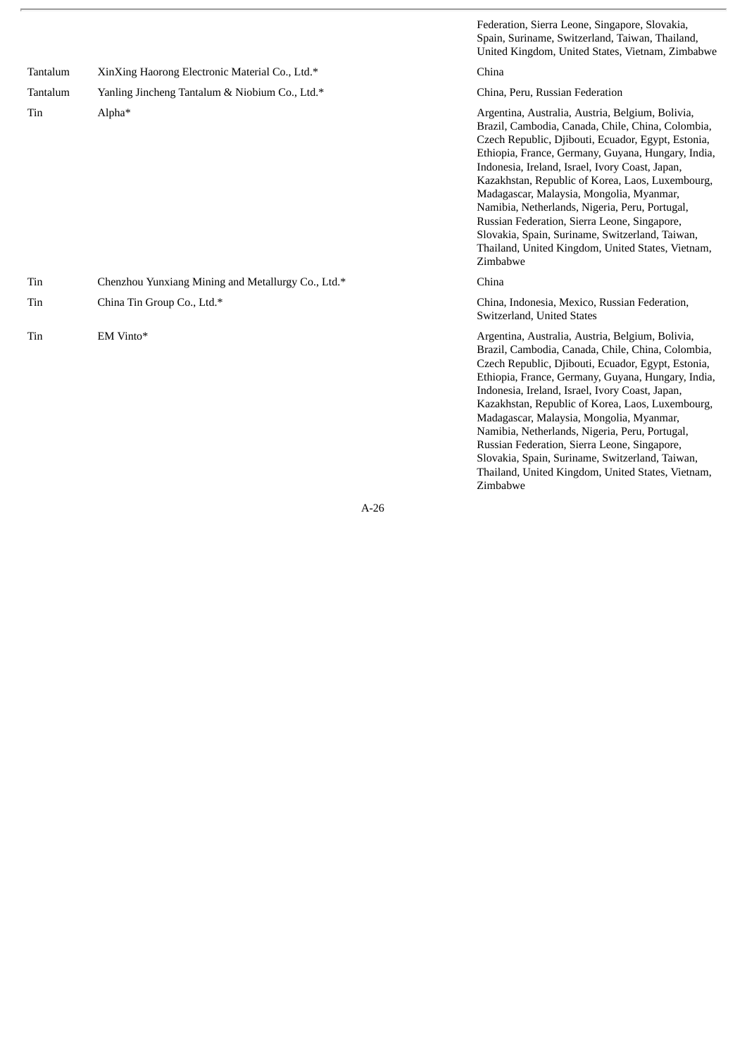| | | |
|---|---|---|
| | | Federation, Sierra Leone, Singapore, Slovakia, Spain, Suriname, Switzerland, Taiwan, Thailand, United Kingdom, United States, Vietnam, Zimbabwe |
| Tantalum | XinXing Haorong Electronic Material Co., Ltd.* | China |
| Tantalum | Yanling Jincheng Tantalum & Niobium Co., Ltd.* | China, Peru, Russian Federation |
| Tin | Alpha* | Argentina, Australia, Austria, Belgium, Bolivia, Brazil, Cambodia, Canada, Chile, China, Colombia, Czech Republic, Djibouti, Ecuador, Egypt, Estonia, Ethiopia, France, Germany, Guyana, Hungary, India, Indonesia, Ireland, Israel, Ivory Coast, Japan, Kazakhstan, Republic of Korea, Laos, Luxembourg, Madagascar, Malaysia, Mongolia, Myanmar, Namibia, Netherlands, Nigeria, Peru, Portugal, Russian Federation, Sierra Leone, Singapore, Slovakia, Spain, Suriname, Switzerland, Taiwan, Thailand, United Kingdom, United States, Vietnam, Zimbabwe |
| Tin | Chenzhou Yunxiang Mining and Metallurgy Co., Ltd.* | China |
| Tin | China Tin Group Co., Ltd.* | China, Indonesia, Mexico, Russian Federation, Switzerland, United States |
| Tin | EM Vinto* | Argentina, Australia, Austria, Belgium, Bolivia, Brazil, Cambodia, Canada, Chile, China, Colombia, Czech Republic, Djibouti, Ecuador, Egypt, Estonia, Ethiopia, France, Germany, Guyana, Hungary, India, Indonesia, Ireland, Israel, Ivory Coast, Japan, Kazakhstan, Republic of Korea, Laos, Luxembourg, Madagascar, Malaysia, Mongolia, Myanmar, Namibia, Netherlands, Nigeria, Peru, Portugal, Russian Federation, Sierra Leone, Singapore, Slovakia, Spain, Suriname, Switzerland, Taiwan, Thailand, United Kingdom, United States, Vietnam, Zimbabwe |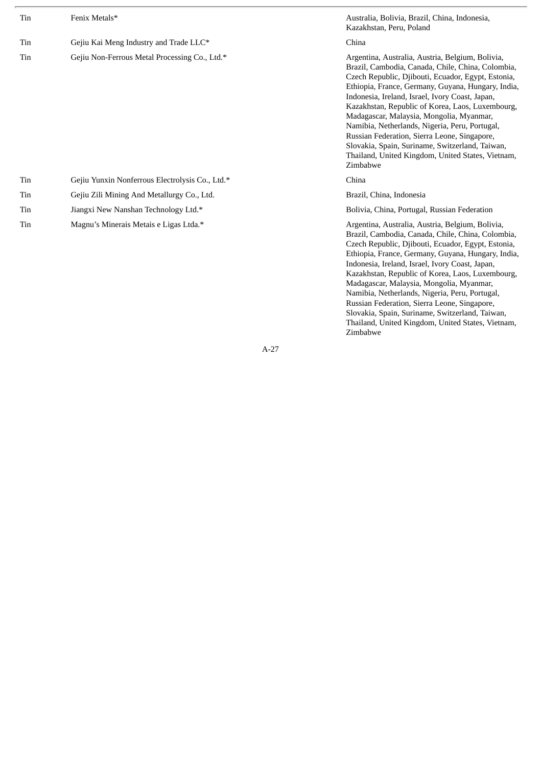| | | |
|---|---|---|
| Tin | Fenix Metals* | Australia, Bolivia, Brazil, China, Indonesia, Kazakhstan, Peru, Poland |
| Tin | Gejiu Kai Meng Industry and Trade LLC* | China |
| Tin | Gejiu Non-Ferrous Metal Processing Co., Ltd.* | Argentina, Australia, Austria, Belgium, Bolivia, Brazil, Cambodia, Canada, Chile, China, Colombia, Czech Republic, Djibouti, Ecuador, Egypt, Estonia, Ethiopia, France, Germany, Guyana, Hungary, India, Indonesia, Ireland, Israel, Ivory Coast, Japan, Kazakhstan, Republic of Korea, Laos, Luxembourg, Madagascar, Malaysia, Mongolia, Myanmar, Namibia, Netherlands, Nigeria, Peru, Portugal, Russian Federation, Sierra Leone, Singapore, Slovakia, Spain, Suriname, Switzerland, Taiwan, Thailand, United Kingdom, United States, Vietnam, Zimbabwe |
| Tin | Gejiu Yunxin Nonferrous Electrolysis Co., Ltd.* | China |
| Tin | Gejiu Zili Mining And Metallurgy Co., Ltd. | Brazil, China, Indonesia |
| Tin | Jiangxi New Nanshan Technology Ltd.* | Bolivia, China, Portugal, Russian Federation |
| Tin | Magnu's Minerais Metais e Ligas Ltda.* | Argentina, Australia, Austria, Belgium, Bolivia, Brazil, Cambodia, Canada, Chile, China, Colombia, Czech Republic, Djibouti, Ecuador, Egypt, Estonia, Ethiopia, France, Germany, Guyana, Hungary, India, Indonesia, Ireland, Israel, Ivory Coast, Japan, Kazakhstan, Republic of Korea, Laos, Luxembourg, Madagascar, Malaysia, Mongolia, Myanmar, Namibia, Netherlands, Nigeria, Peru, Portugal, Russian Federation, Sierra Leone, Singapore, Slovakia, Spain, Suriname, Switzerland, Taiwan, Thailand, United Kingdom, United States, Vietnam, Zimbabwe |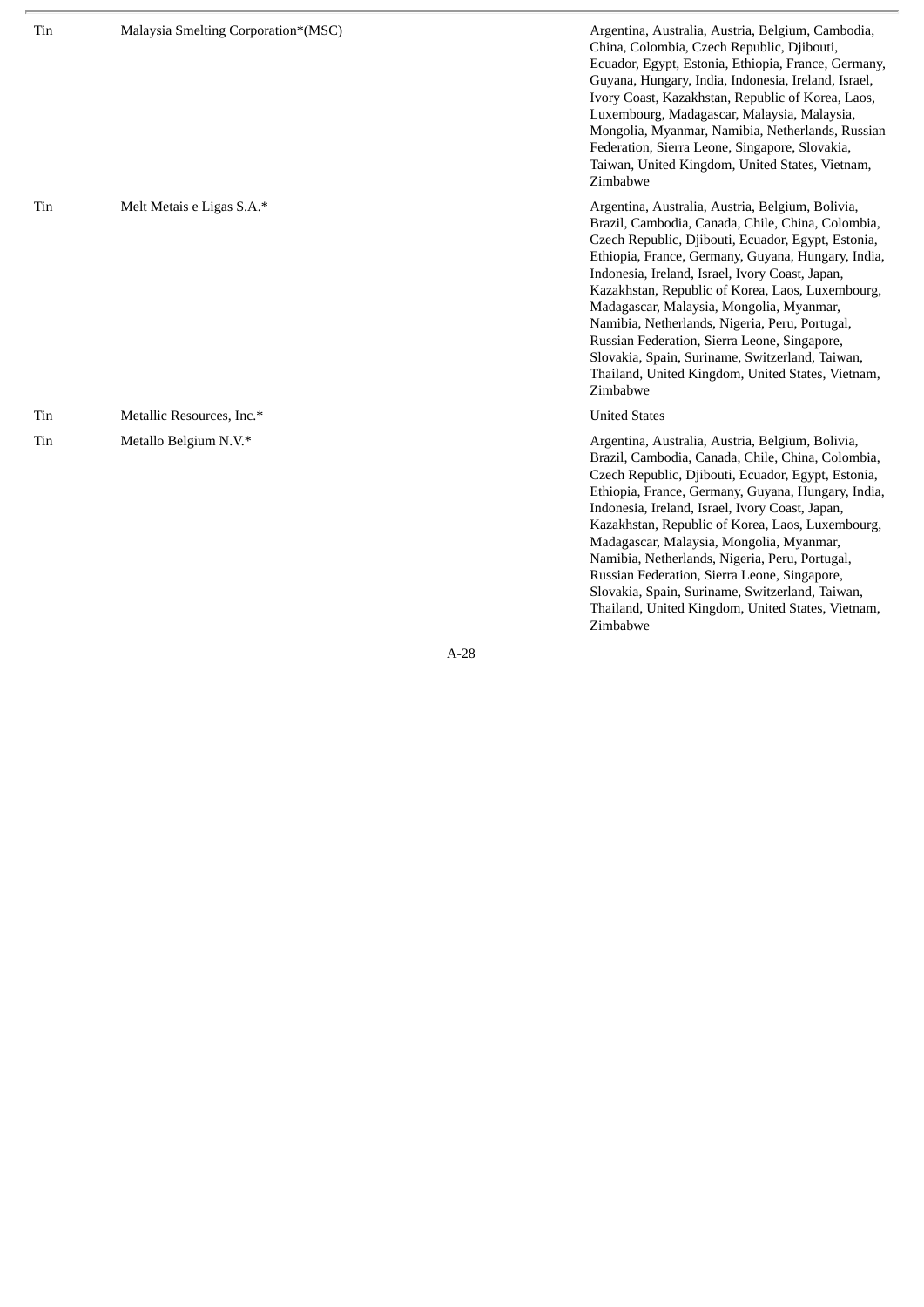| | | |
|---|---|---|
| Tin | Malaysia Smelting Corporation*(MSC) | Argentina, Australia, Austria, Belgium, Cambodia, China, Colombia, Czech Republic, Djibouti, Ecuador, Egypt, Estonia, Ethiopia, France, Germany, Guyana, Hungary, India, Indonesia, Ireland, Israel, Ivory Coast, Kazakhstan, Republic of Korea, Laos, Luxembourg, Madagascar, Malaysia, Malaysia, Mongolia, Myanmar, Namibia, Netherlands, Russian Federation, Sierra Leone, Singapore, Slovakia, Taiwan, United Kingdom, United States, Vietnam, Zimbabwe |
| Tin | Melt Metais e Ligas S.A.* | Argentina, Australia, Austria, Belgium, Bolivia, Brazil, Cambodia, Canada, Chile, China, Colombia, Czech Republic, Djibouti, Ecuador, Egypt, Estonia, Ethiopia, France, Germany, Guyana, Hungary, India, Indonesia, Ireland, Israel, Ivory Coast, Japan, Kazakhstan, Republic of Korea, Laos, Luxembourg, Madagascar, Malaysia, Mongolia, Myanmar, Namibia, Netherlands, Nigeria, Peru, Portugal, Russian Federation, Sierra Leone, Singapore, Slovakia, Spain, Suriname, Switzerland, Taiwan, Thailand, United Kingdom, United States, Vietnam, Zimbabwe |
| Tin | Metallic Resources, Inc.* | United States |
| Tin | Metallo Belgium N.V.* | Argentina, Australia, Austria, Belgium, Bolivia, Brazil, Cambodia, Canada, Chile, China, Colombia, Czech Republic, Djibouti, Ecuador, Egypt, Estonia, Ethiopia, France, Germany, Guyana, Hungary, India, Indonesia, Ireland, Israel, Ivory Coast, Japan, Kazakhstan, Republic of Korea, Laos, Luxembourg, Madagascar, Malaysia, Mongolia, Myanmar, Namibia, Netherlands, Nigeria, Peru, Portugal, Russian Federation, Sierra Leone, Singapore, Slovakia, Spain, Suriname, Switzerland, Taiwan, Thailand, United Kingdom, United States, Vietnam, Zimbabwe |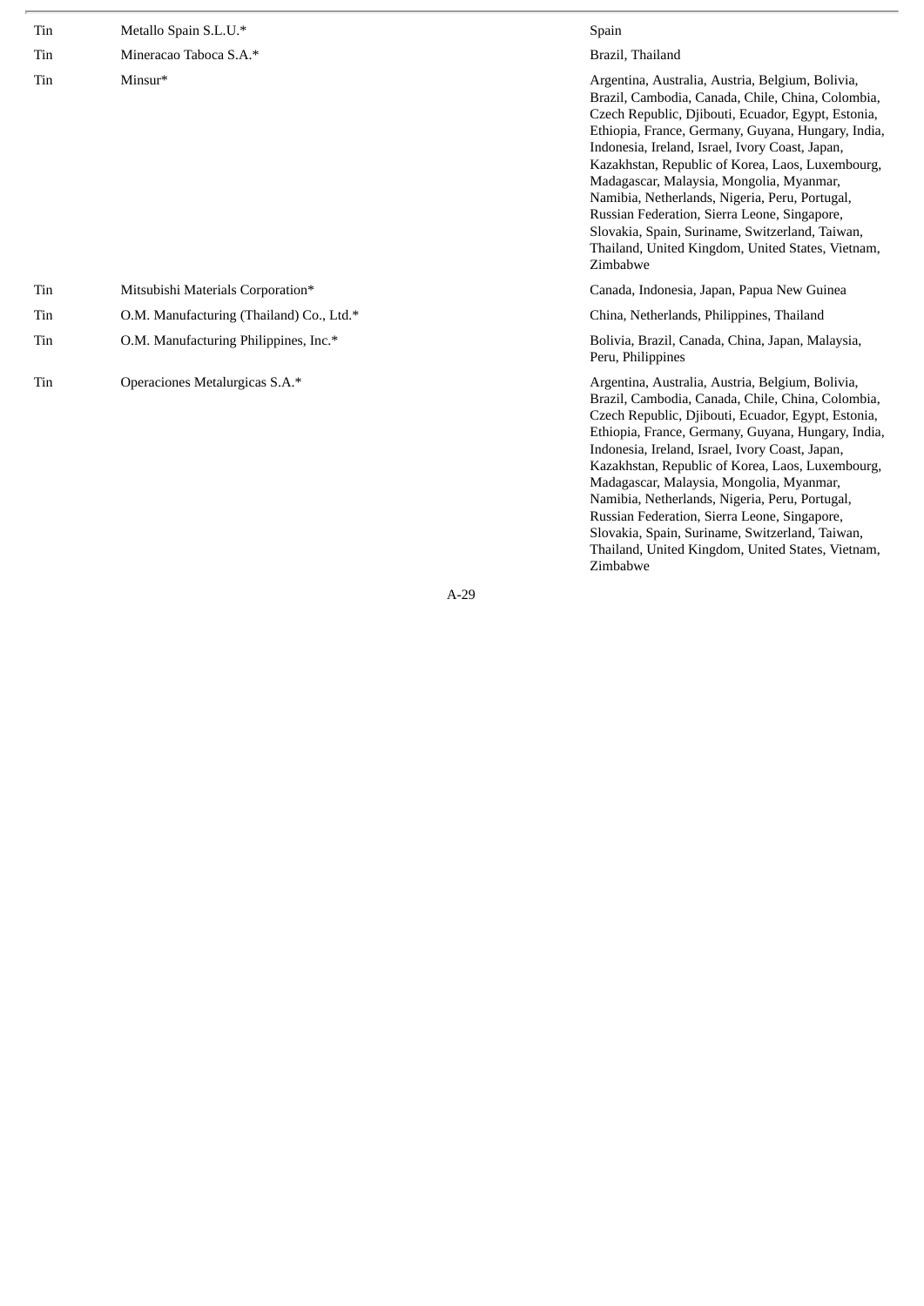| | | |
|---|---|---|
| Tin | Metallo Spain S.L.U.* | Spain |
| Tin | Mineracao Taboca S.A.* | Brazil, Thailand |
| Tin | Minsur* | Argentina, Australia, Austria, Belgium, Bolivia, Brazil, Cambodia, Canada, Chile, China, Colombia, Czech Republic, Djibouti, Ecuador, Egypt, Estonia, Ethiopia, France, Germany, Guyana, Hungary, India, Indonesia, Ireland, Israel, Ivory Coast, Japan, Kazakhstan, Republic of Korea, Laos, Luxembourg, Madagascar, Malaysia, Mongolia, Myanmar, Namibia, Netherlands, Nigeria, Peru, Portugal, Russian Federation, Sierra Leone, Singapore, Slovakia, Spain, Suriname, Switzerland, Taiwan, Thailand, United Kingdom, United States, Vietnam, Zimbabwe |
| Tin | Mitsubishi Materials Corporation* | Canada, Indonesia, Japan, Papua New Guinea |
| Tin | O.M. Manufacturing (Thailand) Co., Ltd.* | China, Netherlands, Philippines, Thailand |
| Tin | O.M. Manufacturing Philippines, Inc.* | Bolivia, Brazil, Canada, China, Japan, Malaysia, Peru, Philippines |
| Tin | Operaciones Metalurgicas S.A.* | Argentina, Australia, Austria, Belgium, Bolivia, Brazil, Cambodia, Canada, Chile, China, Colombia, Czech Republic, Djibouti, Ecuador, Egypt, Estonia, Ethiopia, France, Germany, Guyana, Hungary, India, Indonesia, Ireland, Israel, Ivory Coast, Japan, Kazakhstan, Republic of Korea, Laos, Luxembourg, Madagascar, Malaysia, Mongolia, Myanmar, Namibia, Netherlands, Nigeria, Peru, Portugal, Russian Federation, Sierra Leone, Singapore, Slovakia, Spain, Suriname, Switzerland, Taiwan, Thailand, United Kingdom, United States, Vietnam, Zimbabwe |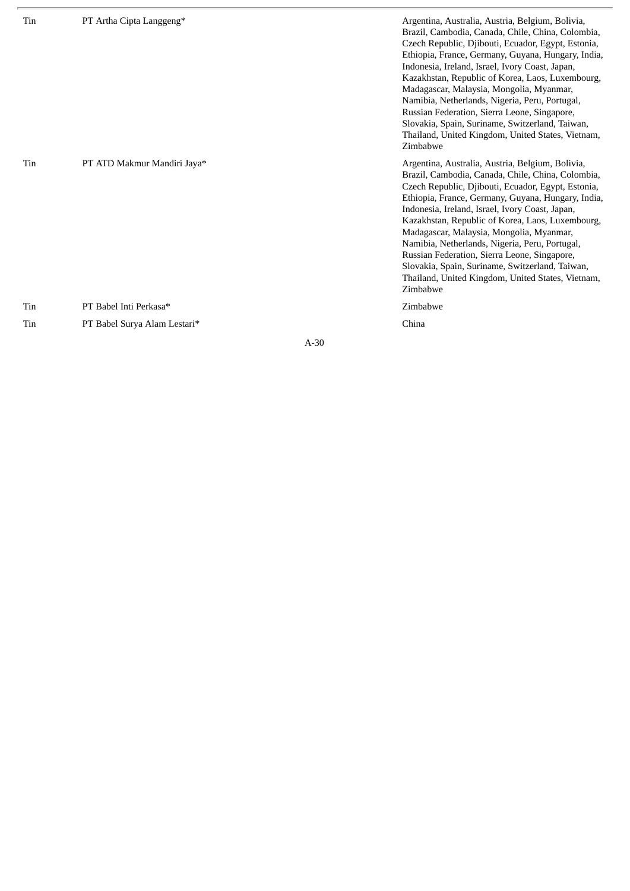| | | |
|---|---|---|
| Tin | PT Artha Cipta Langgeng* | Argentina, Australia, Austria, Belgium, Bolivia, Brazil, Cambodia, Canada, Chile, China, Colombia, Czech Republic, Djibouti, Ecuador, Egypt, Estonia, Ethiopia, France, Germany, Guyana, Hungary, India, Indonesia, Ireland, Israel, Ivory Coast, Japan, Kazakhstan, Republic of Korea, Laos, Luxembourg, Madagascar, Malaysia, Mongolia, Myanmar, Namibia, Netherlands, Nigeria, Peru, Portugal, Russian Federation, Sierra Leone, Singapore, Slovakia, Spain, Suriname, Switzerland, Taiwan, Thailand, United Kingdom, United States, Vietnam, Zimbabwe |
| Tin | PT ATD Makmur Mandiri Jaya* | Argentina, Australia, Austria, Belgium, Bolivia, Brazil, Cambodia, Canada, Chile, China, Colombia, Czech Republic, Djibouti, Ecuador, Egypt, Estonia, Ethiopia, France, Germany, Guyana, Hungary, India, Indonesia, Ireland, Israel, Ivory Coast, Japan, Kazakhstan, Republic of Korea, Laos, Luxembourg, Madagascar, Malaysia, Mongolia, Myanmar, Namibia, Netherlands, Nigeria, Peru, Portugal, Russian Federation, Sierra Leone, Singapore, Slovakia, Spain, Suriname, Switzerland, Taiwan, Thailand, United Kingdom, United States, Vietnam, Zimbabwe |
| Tin | PT Babel Inti Perkasa* | Zimbabwe |
| Tin | PT Babel Surya Alam Lestari* | China |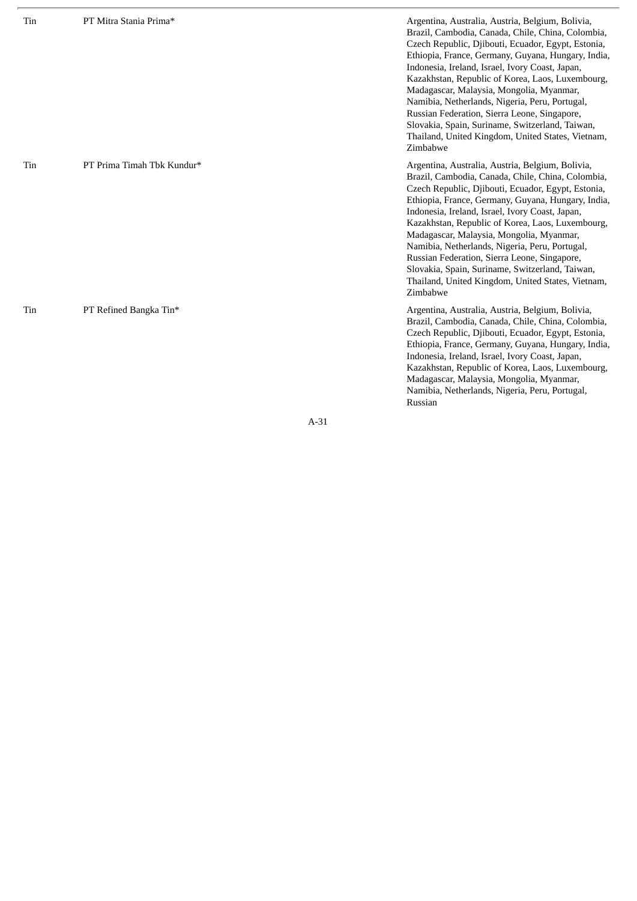| | | |
|---|---|---|
| Tin | PT Mitra Stania Prima* | Argentina, Australia, Austria, Belgium, Bolivia, Brazil, Cambodia, Canada, Chile, China, Colombia, Czech Republic, Djibouti, Ecuador, Egypt, Estonia, Ethiopia, France, Germany, Guyana, Hungary, India, Indonesia, Ireland, Israel, Ivory Coast, Japan, Kazakhstan, Republic of Korea, Laos, Luxembourg, Madagascar, Malaysia, Mongolia, Myanmar, Namibia, Netherlands, Nigeria, Peru, Portugal, Russian Federation, Sierra Leone, Singapore, Slovakia, Spain, Suriname, Switzerland, Taiwan, Thailand, United Kingdom, United States, Vietnam, Zimbabwe |
| Tin | PT Prima Timah Tbk Kundur* | Argentina, Australia, Austria, Belgium, Bolivia, Brazil, Cambodia, Canada, Chile, China, Colombia, Czech Republic, Djibouti, Ecuador, Egypt, Estonia, Ethiopia, France, Germany, Guyana, Hungary, India, Indonesia, Ireland, Israel, Ivory Coast, Japan, Kazakhstan, Republic of Korea, Laos, Luxembourg, Madagascar, Malaysia, Mongolia, Myanmar, Namibia, Netherlands, Nigeria, Peru, Portugal, Russian Federation, Sierra Leone, Singapore, Slovakia, Spain, Suriname, Switzerland, Taiwan, Thailand, United Kingdom, United States, Vietnam, Zimbabwe |
| Tin | PT Refined Bangka Tin* | Argentina, Australia, Austria, Belgium, Bolivia, Brazil, Cambodia, Canada, Chile, China, Colombia, Czech Republic, Djibouti, Ecuador, Egypt, Estonia, Ethiopia, France, Germany, Guyana, Hungary, India, Indonesia, Ireland, Israel, Ivory Coast, Japan, Kazakhstan, Republic of Korea, Laos, Luxembourg, Madagascar, Malaysia, Mongolia, Myanmar, Namibia, Netherlands, Nigeria, Peru, Portugal, Russian |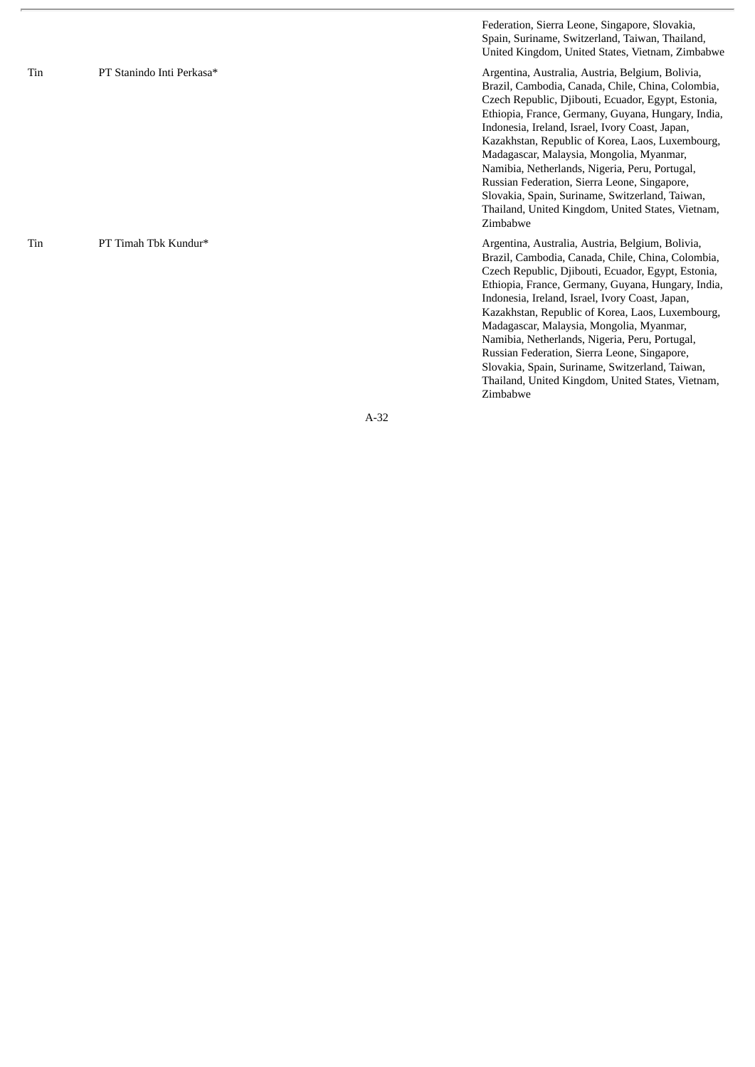| | | |
|---|---|---|
| | | Federation, Sierra Leone, Singapore, Slovakia, Spain, Suriname, Switzerland, Taiwan, Thailand, United Kingdom, United States, Vietnam, Zimbabwe |
| Tin | PT Stanindo Inti Perkasa* | Argentina, Australia, Austria, Belgium, Bolivia, Brazil, Cambodia, Canada, Chile, China, Colombia, Czech Republic, Djibouti, Ecuador, Egypt, Estonia, Ethiopia, France, Germany, Guyana, Hungary, India, Indonesia, Ireland, Israel, Ivory Coast, Japan, Kazakhstan, Republic of Korea, Laos, Luxembourg, Madagascar, Malaysia, Mongolia, Myanmar, Namibia, Netherlands, Nigeria, Peru, Portugal, Russian Federation, Sierra Leone, Singapore, Slovakia, Spain, Suriname, Switzerland, Taiwan, Thailand, United Kingdom, United States, Vietnam, Zimbabwe |
| Tin | PT Timah Tbk Kundur* | Argentina, Australia, Austria, Belgium, Bolivia, Brazil, Cambodia, Canada, Chile, China, Colombia, Czech Republic, Djibouti, Ecuador, Egypt, Estonia, Ethiopia, France, Germany, Guyana, Hungary, India, Indonesia, Ireland, Israel, Ivory Coast, Japan, Kazakhstan, Republic of Korea, Laos, Luxembourg, Madagascar, Malaysia, Mongolia, Myanmar, Namibia, Netherlands, Nigeria, Peru, Portugal, Russian Federation, Sierra Leone, Singapore, Slovakia, Spain, Suriname, Switzerland, Taiwan, Thailand, United Kingdom, United States, Vietnam, Zimbabwe |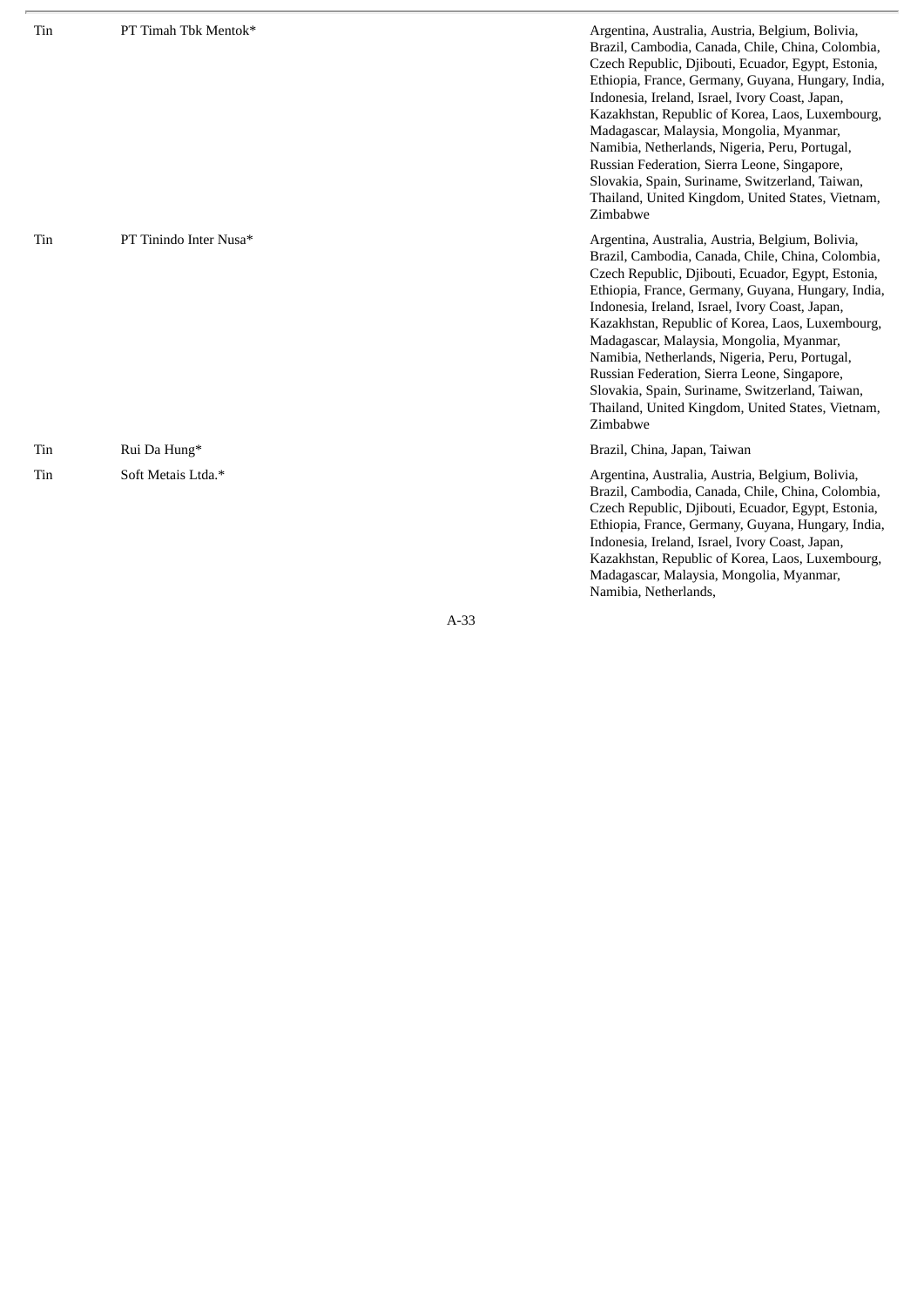| | | |
|---|---|---|
| Tin | PT Timah Tbk Mentok* | Argentina, Australia, Austria, Belgium, Bolivia, Brazil, Cambodia, Canada, Chile, China, Colombia, Czech Republic, Djibouti, Ecuador, Egypt, Estonia, Ethiopia, France, Germany, Guyana, Hungary, India, Indonesia, Ireland, Israel, Ivory Coast, Japan, Kazakhstan, Republic of Korea, Laos, Luxembourg, Madagascar, Malaysia, Mongolia, Myanmar, Namibia, Netherlands, Nigeria, Peru, Portugal, Russian Federation, Sierra Leone, Singapore, Slovakia, Spain, Suriname, Switzerland, Taiwan, Thailand, United Kingdom, United States, Vietnam, Zimbabwe |
| Tin | PT Tinindo Inter Nusa* | Argentina, Australia, Austria, Belgium, Bolivia, Brazil, Cambodia, Canada, Chile, China, Colombia, Czech Republic, Djibouti, Ecuador, Egypt, Estonia, Ethiopia, France, Germany, Guyana, Hungary, India, Indonesia, Ireland, Israel, Ivory Coast, Japan, Kazakhstan, Republic of Korea, Laos, Luxembourg, Madagascar, Malaysia, Mongolia, Myanmar, Namibia, Netherlands, Nigeria, Peru, Portugal, Russian Federation, Sierra Leone, Singapore, Slovakia, Spain, Suriname, Switzerland, Taiwan, Thailand, United Kingdom, United States, Vietnam, Zimbabwe |
| Tin | Rui Da Hung* | Brazil, China, Japan, Taiwan |
| Tin | Soft Metais Ltda.* | Argentina, Australia, Austria, Belgium, Bolivia, Brazil, Cambodia, Canada, Chile, China, Colombia, Czech Republic, Djibouti, Ecuador, Egypt, Estonia, Ethiopia, France, Germany, Guyana, Hungary, India, Indonesia, Ireland, Israel, Ivory Coast, Japan, Kazakhstan, Republic of Korea, Laos, Luxembourg, Madagascar, Malaysia, Mongolia, Myanmar, Namibia, Netherlands, |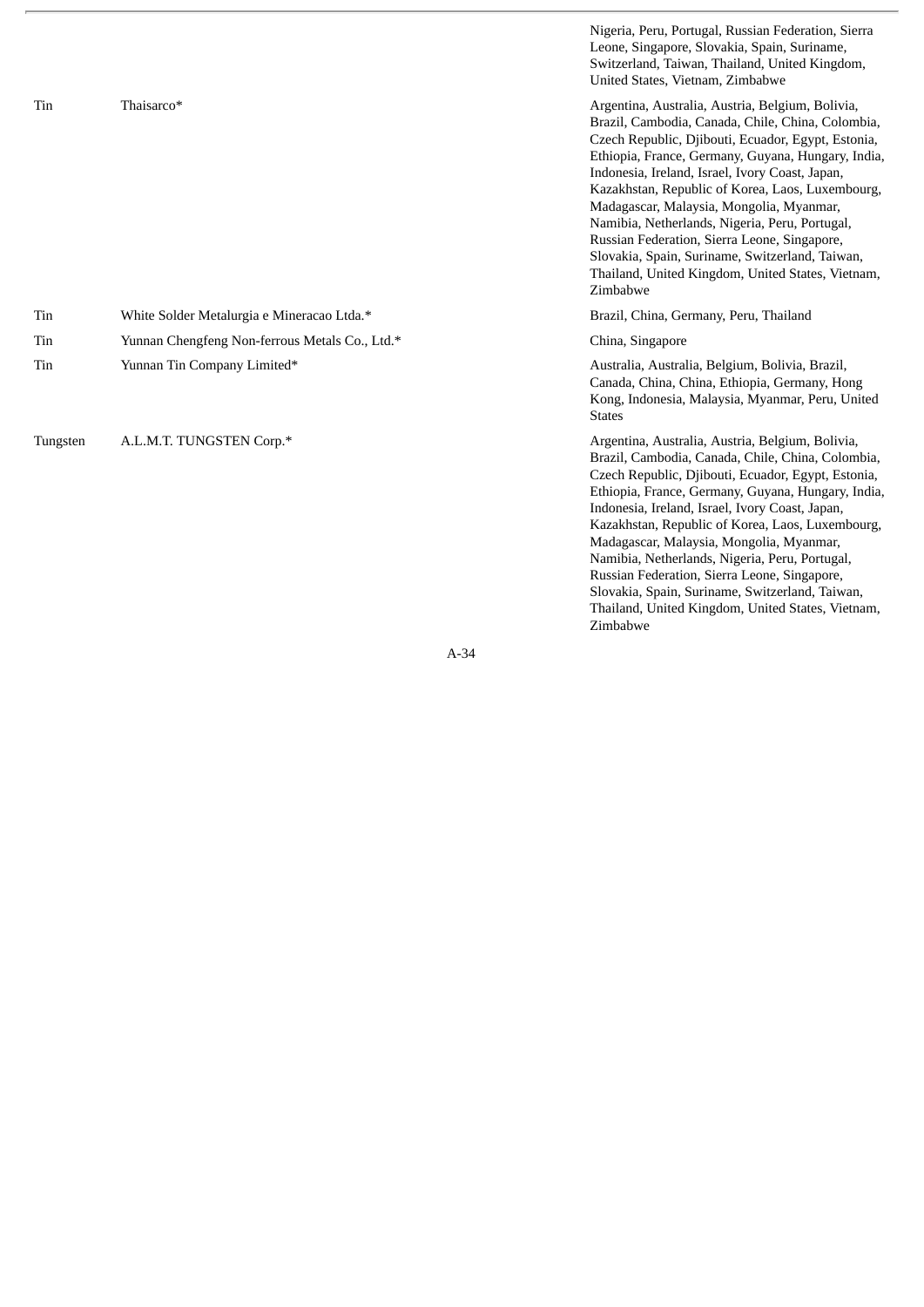| | | |
|---|---|---|
| | | Nigeria, Peru, Portugal, Russian Federation, Sierra Leone, Singapore, Slovakia, Spain, Suriname, Switzerland, Taiwan, Thailand, United Kingdom, United States, Vietnam, Zimbabwe |
| Tin | Thaisarco* | Argentina, Australia, Austria, Belgium, Bolivia, Brazil, Cambodia, Canada, Chile, China, Colombia, Czech Republic, Djibouti, Ecuador, Egypt, Estonia, Ethiopia, France, Germany, Guyana, Hungary, India, Indonesia, Ireland, Israel, Ivory Coast, Japan, Kazakhstan, Republic of Korea, Laos, Luxembourg, Madagascar, Malaysia, Mongolia, Myanmar, Namibia, Netherlands, Nigeria, Peru, Portugal, Russian Federation, Sierra Leone, Singapore, Slovakia, Spain, Suriname, Switzerland, Taiwan, Thailand, United Kingdom, United States, Vietnam, Zimbabwe |
| Tin | White Solder Metalurgia e Mineracao Ltda.* | Brazil, China, Germany, Peru, Thailand |
| Tin | Yunnan Chengfeng Non-ferrous Metals Co., Ltd.* | China, Singapore |
| Tin | Yunnan Tin Company Limited* | Australia, Australia, Belgium, Bolivia, Brazil, Canada, China, China, Ethiopia, Germany, Hong Kong, Indonesia, Malaysia, Myanmar, Peru, United States |
| Tungsten | A.L.M.T. TUNGSTEN Corp.* | Argentina, Australia, Austria, Belgium, Bolivia, Brazil, Cambodia, Canada, Chile, China, Colombia, Czech Republic, Djibouti, Ecuador, Egypt, Estonia, Ethiopia, France, Germany, Guyana, Hungary, India, Indonesia, Ireland, Israel, Ivory Coast, Japan, Kazakhstan, Republic of Korea, Laos, Luxembourg, Madagascar, Malaysia, Mongolia, Myanmar, Namibia, Netherlands, Nigeria, Peru, Portugal, Russian Federation, Sierra Leone, Singapore, Slovakia, Spain, Suriname, Switzerland, Taiwan, Thailand, United Kingdom, United States, Vietnam, Zimbabwe |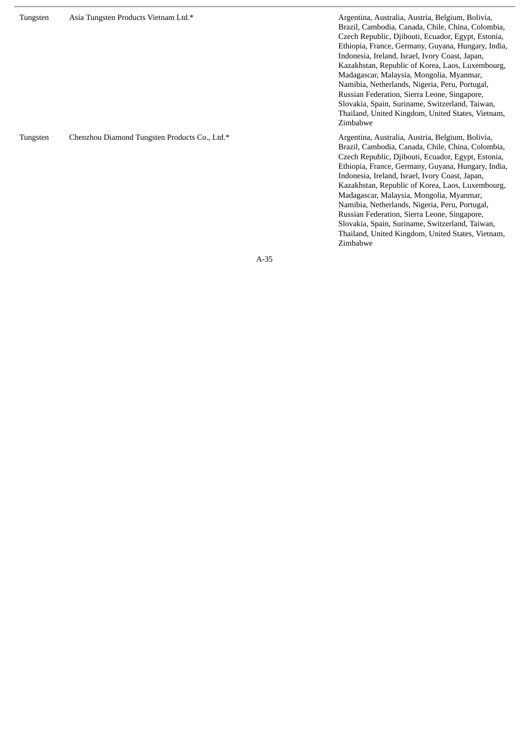| | | |
|---|---|---|
| Tungsten | Asia Tungsten Products Vietnam Ltd.* | Argentina, Australia, Austria, Belgium, Bolivia, Brazil, Cambodia, Canada, Chile, China, Colombia, Czech Republic, Djibouti, Ecuador, Egypt, Estonia, Ethiopia, France, Germany, Guyana, Hungary, India, Indonesia, Ireland, Israel, Ivory Coast, Japan, Kazakhstan, Republic of Korea, Laos, Luxembourg, Madagascar, Malaysia, Mongolia, Myanmar, Namibia, Netherlands, Nigeria, Peru, Portugal, Russian Federation, Sierra Leone, Singapore, Slovakia, Spain, Suriname, Switzerland, Taiwan, Thailand, United Kingdom, United States, Vietnam, Zimbabwe |
| Tungsten | Chenzhou Diamond Tungsten Products Co., Ltd.* | Argentina, Australia, Austria, Belgium, Bolivia, Brazil, Cambodia, Canada, Chile, China, Colombia, Czech Republic, Djibouti, Ecuador, Egypt, Estonia, Ethiopia, France, Germany, Guyana, Hungary, India, Indonesia, Ireland, Israel, Ivory Coast, Japan, Kazakhstan, Republic of Korea, Laos, Luxembourg, Madagascar, Malaysia, Mongolia, Myanmar, Namibia, Netherlands, Nigeria, Peru, Portugal, Russian Federation, Sierra Leone, Singapore, Slovakia, Spain, Suriname, Switzerland, Taiwan, Thailand, United Kingdom, United States, Vietnam, Zimbabwe |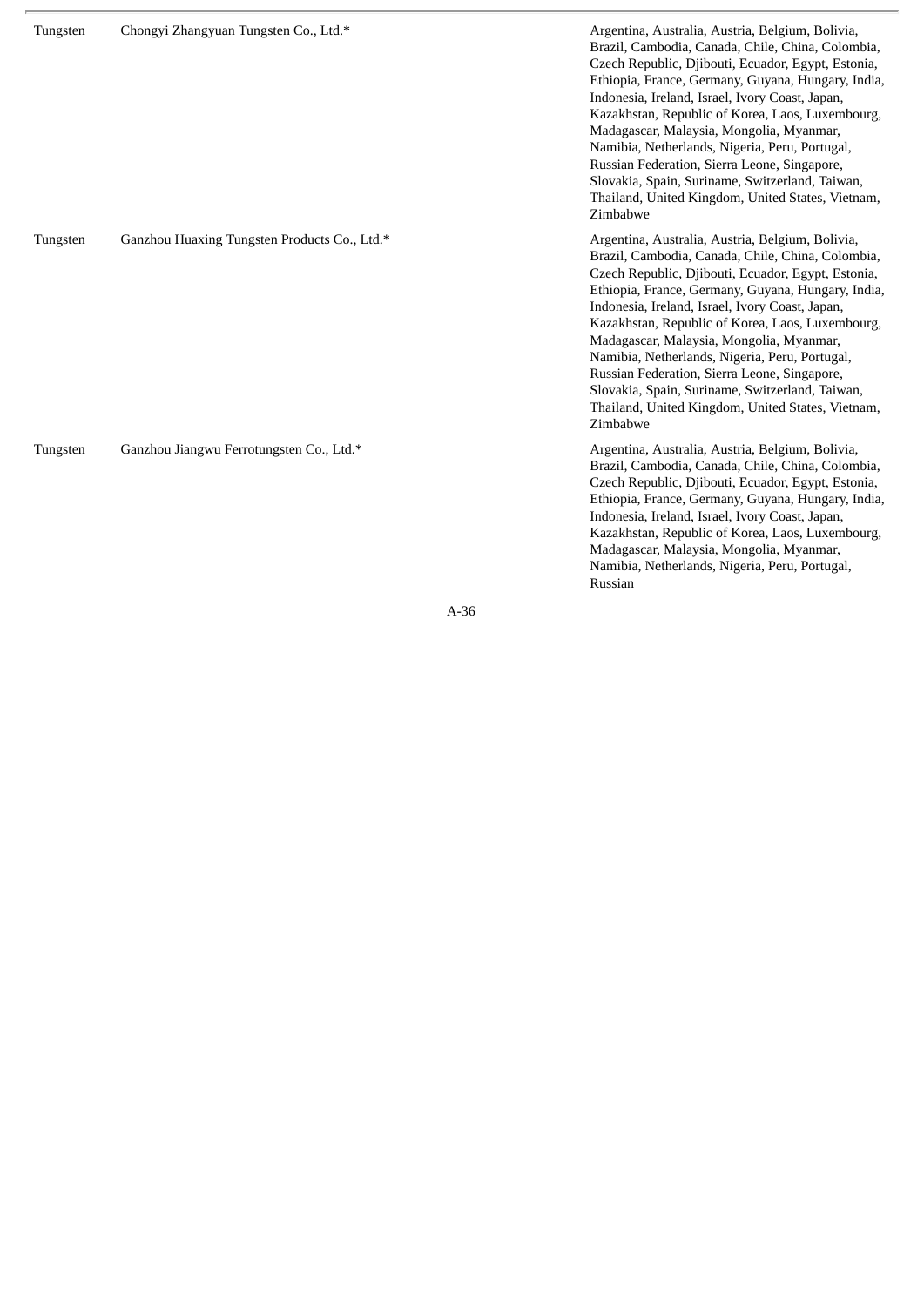| | | |
|---|---|---|
| Tungsten | Chongyi Zhangyuan Tungsten Co., Ltd.* | Argentina, Australia, Austria, Belgium, Bolivia, Brazil, Cambodia, Canada, Chile, China, Colombia, Czech Republic, Djibouti, Ecuador, Egypt, Estonia, Ethiopia, France, Germany, Guyana, Hungary, India, Indonesia, Ireland, Israel, Ivory Coast, Japan, Kazakhstan, Republic of Korea, Laos, Luxembourg, Madagascar, Malaysia, Mongolia, Myanmar, Namibia, Netherlands, Nigeria, Peru, Portugal, Russian Federation, Sierra Leone, Singapore, Slovakia, Spain, Suriname, Switzerland, Taiwan, Thailand, United Kingdom, United States, Vietnam, Zimbabwe |
| Tungsten | Ganzhou Huaxing Tungsten Products Co., Ltd.* | Argentina, Australia, Austria, Belgium, Bolivia, Brazil, Cambodia, Canada, Chile, China, Colombia, Czech Republic, Djibouti, Ecuador, Egypt, Estonia, Ethiopia, France, Germany, Guyana, Hungary, India, Indonesia, Ireland, Israel, Ivory Coast, Japan, Kazakhstan, Republic of Korea, Laos, Luxembourg, Madagascar, Malaysia, Mongolia, Myanmar, Namibia, Netherlands, Nigeria, Peru, Portugal, Russian Federation, Sierra Leone, Singapore, Slovakia, Spain, Suriname, Switzerland, Taiwan, Thailand, United Kingdom, United States, Vietnam, Zimbabwe |
| Tungsten | Ganzhou Jiangwu Ferrotungsten Co., Ltd.* | Argentina, Australia, Austria, Belgium, Bolivia, Brazil, Cambodia, Canada, Chile, China, Colombia, Czech Republic, Djibouti, Ecuador, Egypt, Estonia, Ethiopia, France, Germany, Guyana, Hungary, India, Indonesia, Ireland, Israel, Ivory Coast, Japan, Kazakhstan, Republic of Korea, Laos, Luxembourg, Madagascar, Malaysia, Mongolia, Myanmar, Namibia, Netherlands, Nigeria, Peru, Portugal, Russian |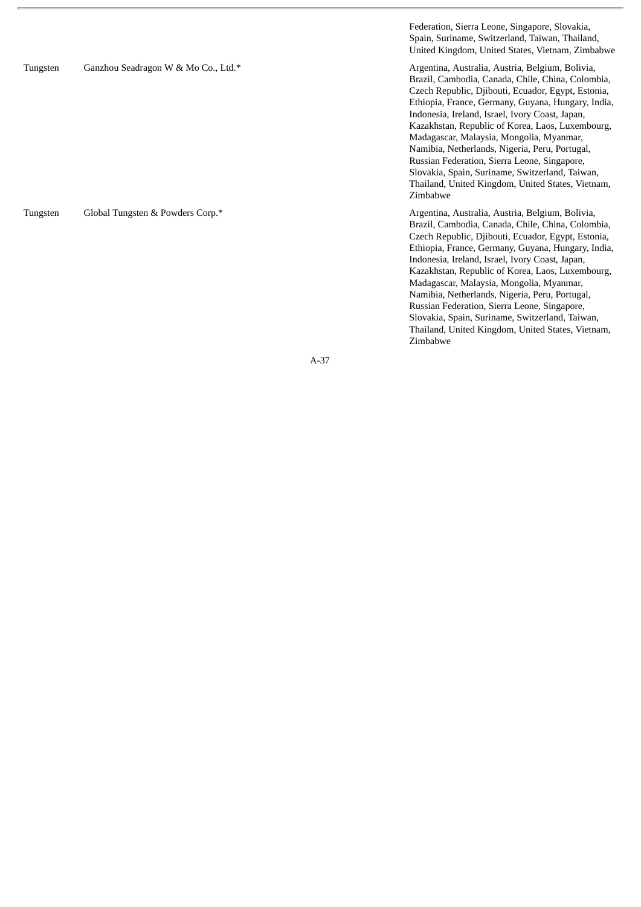| | | |
|---|---|---|
| | | Federation, Sierra Leone, Singapore, Slovakia, Spain, Suriname, Switzerland, Taiwan, Thailand, United Kingdom, United States, Vietnam, Zimbabwe |
| Tungsten | Ganzhou Seadragon W & Mo Co., Ltd.* | Argentina, Australia, Austria, Belgium, Bolivia, Brazil, Cambodia, Canada, Chile, China, Colombia, Czech Republic, Djibouti, Ecuador, Egypt, Estonia, Ethiopia, France, Germany, Guyana, Hungary, India, Indonesia, Ireland, Israel, Ivory Coast, Japan, Kazakhstan, Republic of Korea, Laos, Luxembourg, Madagascar, Malaysia, Mongolia, Myanmar, Namibia, Netherlands, Nigeria, Peru, Portugal, Russian Federation, Sierra Leone, Singapore, Slovakia, Spain, Suriname, Switzerland, Taiwan, Thailand, United Kingdom, United States, Vietnam, Zimbabwe |
| Tungsten | Global Tungsten & Powders Corp.* | Argentina, Australia, Austria, Belgium, Bolivia, Brazil, Cambodia, Canada, Chile, China, Colombia, Czech Republic, Djibouti, Ecuador, Egypt, Estonia, Ethiopia, France, Germany, Guyana, Hungary, India, Indonesia, Ireland, Israel, Ivory Coast, Japan, Kazakhstan, Republic of Korea, Laos, Luxembourg, Madagascar, Malaysia, Mongolia, Myanmar, Namibia, Netherlands, Nigeria, Peru, Portugal, Russian Federation, Sierra Leone, Singapore, Slovakia, Spain, Suriname, Switzerland, Taiwan, Thailand, United Kingdom, United States, Vietnam, Zimbabwe |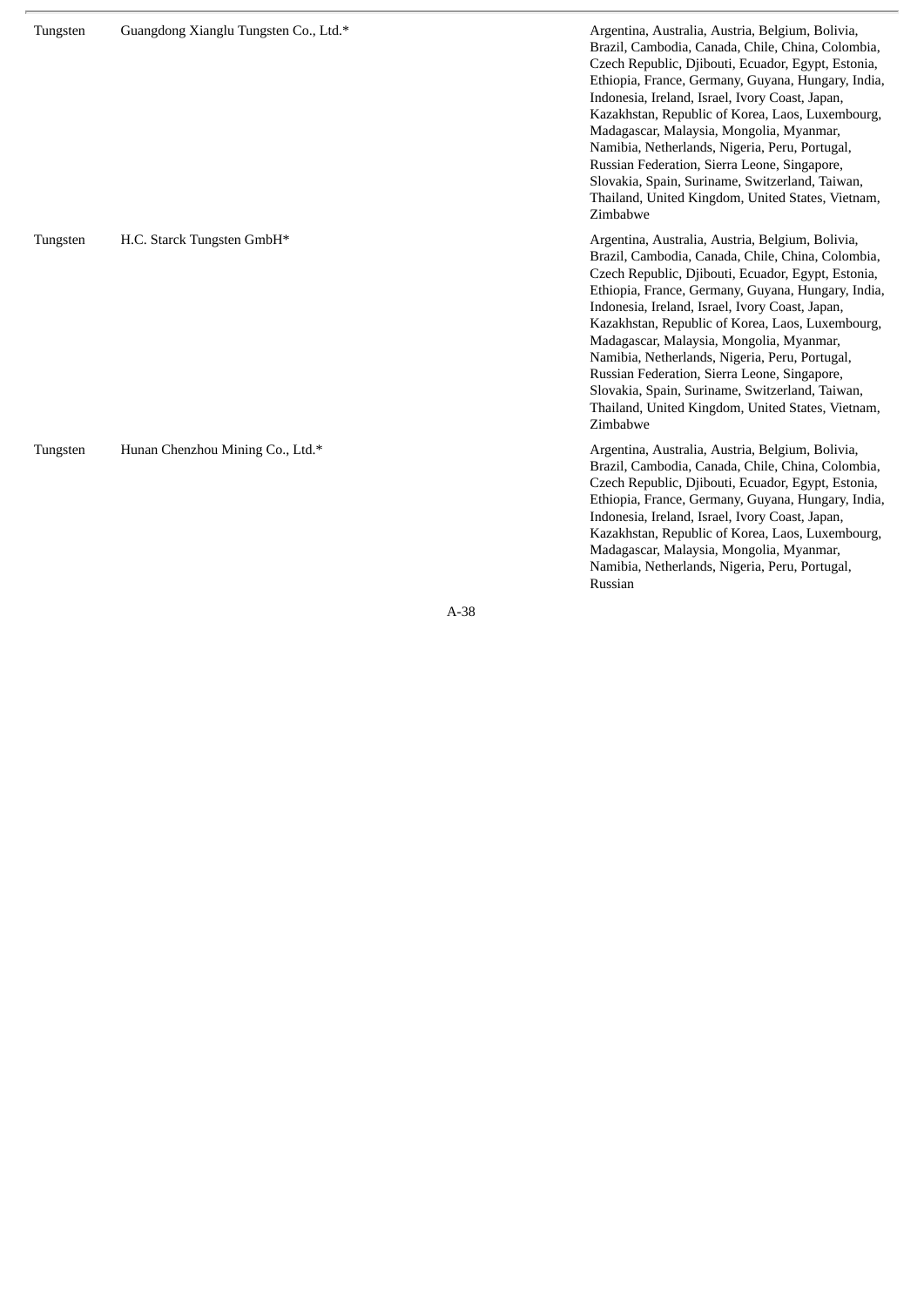| | | |
|---|---|---|
| Tungsten | Guangdong Xianglu Tungsten Co., Ltd.* | Argentina, Australia, Austria, Belgium, Bolivia, Brazil, Cambodia, Canada, Chile, China, Colombia, Czech Republic, Djibouti, Ecuador, Egypt, Estonia, Ethiopia, France, Germany, Guyana, Hungary, India, Indonesia, Ireland, Israel, Ivory Coast, Japan, Kazakhstan, Republic of Korea, Laos, Luxembourg, Madagascar, Malaysia, Mongolia, Myanmar, Namibia, Netherlands, Nigeria, Peru, Portugal, Russian Federation, Sierra Leone, Singapore, Slovakia, Spain, Suriname, Switzerland, Taiwan, Thailand, United Kingdom, United States, Vietnam, Zimbabwe |
| Tungsten | H.C. Starck Tungsten GmbH* | Argentina, Australia, Austria, Belgium, Bolivia, Brazil, Cambodia, Canada, Chile, China, Colombia, Czech Republic, Djibouti, Ecuador, Egypt, Estonia, Ethiopia, France, Germany, Guyana, Hungary, India, Indonesia, Ireland, Israel, Ivory Coast, Japan, Kazakhstan, Republic of Korea, Laos, Luxembourg, Madagascar, Malaysia, Mongolia, Myanmar, Namibia, Netherlands, Nigeria, Peru, Portugal, Russian Federation, Sierra Leone, Singapore, Slovakia, Spain, Suriname, Switzerland, Taiwan, Thailand, United Kingdom, United States, Vietnam, Zimbabwe |
| Tungsten | Hunan Chenzhou Mining Co., Ltd.* | Argentina, Australia, Austria, Belgium, Bolivia, Brazil, Cambodia, Canada, Chile, China, Colombia, Czech Republic, Djibouti, Ecuador, Egypt, Estonia, Ethiopia, France, Germany, Guyana, Hungary, India, Indonesia, Ireland, Israel, Ivory Coast, Japan, Kazakhstan, Republic of Korea, Laos, Luxembourg, Madagascar, Malaysia, Mongolia, Myanmar, Namibia, Netherlands, Nigeria, Peru, Portugal, Russian |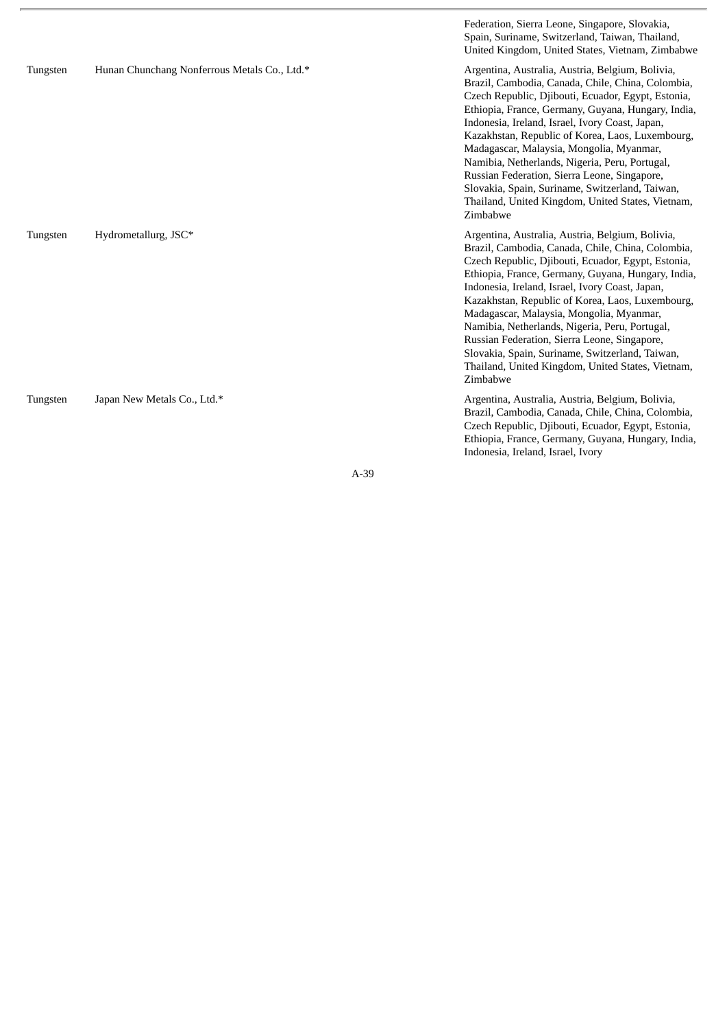| | | |
|---|---|---|
| | | Federation, Sierra Leone, Singapore, Slovakia, Spain, Suriname, Switzerland, Taiwan, Thailand, United Kingdom, United States, Vietnam, Zimbabwe |
| Tungsten | Hunan Chunchang Nonferrous Metals Co., Ltd.* | Argentina, Australia, Austria, Belgium, Bolivia, Brazil, Cambodia, Canada, Chile, China, Colombia, Czech Republic, Djibouti, Ecuador, Egypt, Estonia, Ethiopia, France, Germany, Guyana, Hungary, India, Indonesia, Ireland, Israel, Ivory Coast, Japan, Kazakhstan, Republic of Korea, Laos, Luxembourg, Madagascar, Malaysia, Mongolia, Myanmar, Namibia, Netherlands, Nigeria, Peru, Portugal, Russian Federation, Sierra Leone, Singapore, Slovakia, Spain, Suriname, Switzerland, Taiwan, Thailand, United Kingdom, United States, Vietnam, Zimbabwe |
| Tungsten | Hydrometallurg, JSC* | Argentina, Australia, Austria, Belgium, Bolivia, Brazil, Cambodia, Canada, Chile, China, Colombia, Czech Republic, Djibouti, Ecuador, Egypt, Estonia, Ethiopia, France, Germany, Guyana, Hungary, India, Indonesia, Ireland, Israel, Ivory Coast, Japan, Kazakhstan, Republic of Korea, Laos, Luxembourg, Madagascar, Malaysia, Mongolia, Myanmar, Namibia, Netherlands, Nigeria, Peru, Portugal, Russian Federation, Sierra Leone, Singapore, Slovakia, Spain, Suriname, Switzerland, Taiwan, Thailand, United Kingdom, United States, Vietnam, Zimbabwe |
| Tungsten | Japan New Metals Co., Ltd.* | Argentina, Australia, Austria, Belgium, Bolivia, Brazil, Cambodia, Canada, Chile, China, Colombia, Czech Republic, Djibouti, Ecuador, Egypt, Estonia, Ethiopia, France, Germany, Guyana, Hungary, India, Indonesia, Ireland, Israel, Ivory |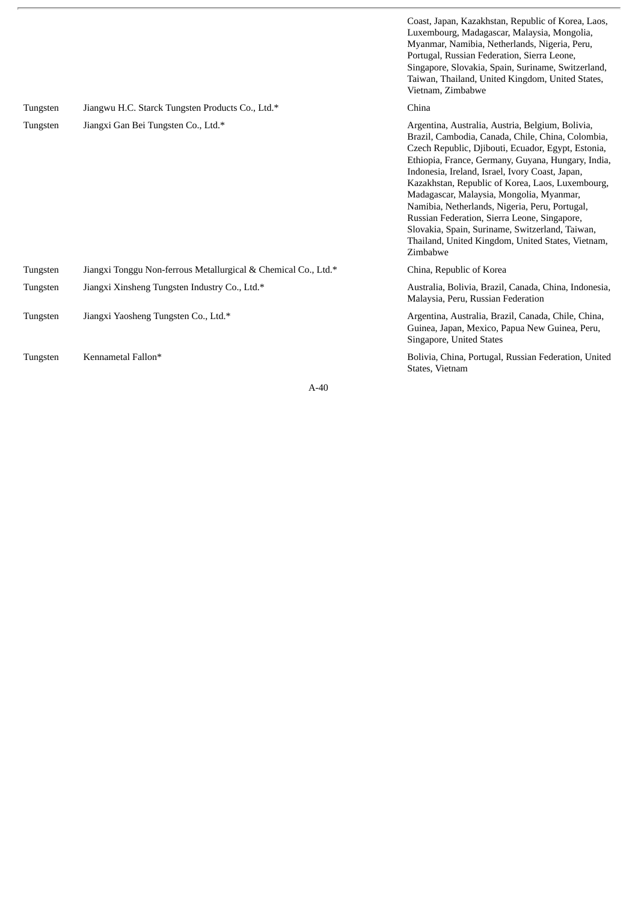| | | |
|---|---|---|
| | | Coast, Japan, Kazakhstan, Republic of Korea, Laos, Luxembourg, Madagascar, Malaysia, Mongolia, Myanmar, Namibia, Netherlands, Nigeria, Peru, Portugal, Russian Federation, Sierra Leone, Singapore, Slovakia, Spain, Suriname, Switzerland, Taiwan, Thailand, United Kingdom, United States, Vietnam, Zimbabwe |
| Tungsten | Jiangwu H.C. Starck Tungsten Products Co., Ltd.* | China |
| Tungsten | Jiangxi Gan Bei Tungsten Co., Ltd.* | Argentina, Australia, Austria, Belgium, Bolivia, Brazil, Cambodia, Canada, Chile, China, Colombia, Czech Republic, Djibouti, Ecuador, Egypt, Estonia, Ethiopia, France, Germany, Guyana, Hungary, India, Indonesia, Ireland, Israel, Ivory Coast, Japan, Kazakhstan, Republic of Korea, Laos, Luxembourg, Madagascar, Malaysia, Mongolia, Myanmar, Namibia, Netherlands, Nigeria, Peru, Portugal, Russian Federation, Sierra Leone, Singapore, Slovakia, Spain, Suriname, Switzerland, Taiwan, Thailand, United Kingdom, United States, Vietnam, Zimbabwe |
| Tungsten | Jiangxi Tonggu Non-ferrous Metallurgical & Chemical Co., Ltd.* | China, Republic of Korea |
| Tungsten | Jiangxi Xinsheng Tungsten Industry Co., Ltd.* | Australia, Bolivia, Brazil, Canada, China, Indonesia, Malaysia, Peru, Russian Federation |
| Tungsten | Jiangxi Yaosheng Tungsten Co., Ltd.* | Argentina, Australia, Brazil, Canada, Chile, China, Guinea, Japan, Mexico, Papua New Guinea, Peru, Singapore, United States |
| Tungsten | Kennametal Fallon* | Bolivia, China, Portugal, Russian Federation, United States, Vietnam |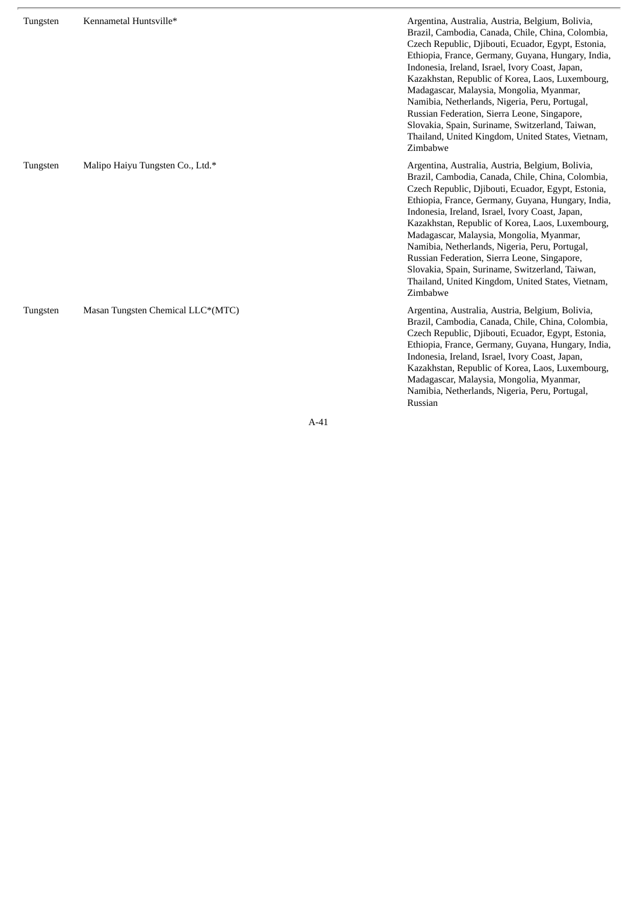| | | |
|---|---|---|
| Tungsten | Kennametal Huntsville* | Argentina, Australia, Austria, Belgium, Bolivia, Brazil, Cambodia, Canada, Chile, China, Colombia, Czech Republic, Djibouti, Ecuador, Egypt, Estonia, Ethiopia, France, Germany, Guyana, Hungary, India, Indonesia, Ireland, Israel, Ivory Coast, Japan, Kazakhstan, Republic of Korea, Laos, Luxembourg, Madagascar, Malaysia, Mongolia, Myanmar, Namibia, Netherlands, Nigeria, Peru, Portugal, Russian Federation, Sierra Leone, Singapore, Slovakia, Spain, Suriname, Switzerland, Taiwan, Thailand, United Kingdom, United States, Vietnam, Zimbabwe |
| Tungsten | Malipo Haiyu Tungsten Co., Ltd.* | Argentina, Australia, Austria, Belgium, Bolivia, Brazil, Cambodia, Canada, Chile, China, Colombia, Czech Republic, Djibouti, Ecuador, Egypt, Estonia, Ethiopia, France, Germany, Guyana, Hungary, India, Indonesia, Ireland, Israel, Ivory Coast, Japan, Kazakhstan, Republic of Korea, Laos, Luxembourg, Madagascar, Malaysia, Mongolia, Myanmar, Namibia, Netherlands, Nigeria, Peru, Portugal, Russian Federation, Sierra Leone, Singapore, Slovakia, Spain, Suriname, Switzerland, Taiwan, Thailand, United Kingdom, United States, Vietnam, Zimbabwe |
| Tungsten | Masan Tungsten Chemical LLC*(MTC) | Argentina, Australia, Austria, Belgium, Bolivia, Brazil, Cambodia, Canada, Chile, China, Colombia, Czech Republic, Djibouti, Ecuador, Egypt, Estonia, Ethiopia, France, Germany, Guyana, Hungary, India, Indonesia, Ireland, Israel, Ivory Coast, Japan, Kazakhstan, Republic of Korea, Laos, Luxembourg, Madagascar, Malaysia, Mongolia, Myanmar, Namibia, Netherlands, Nigeria, Peru, Portugal, Russian |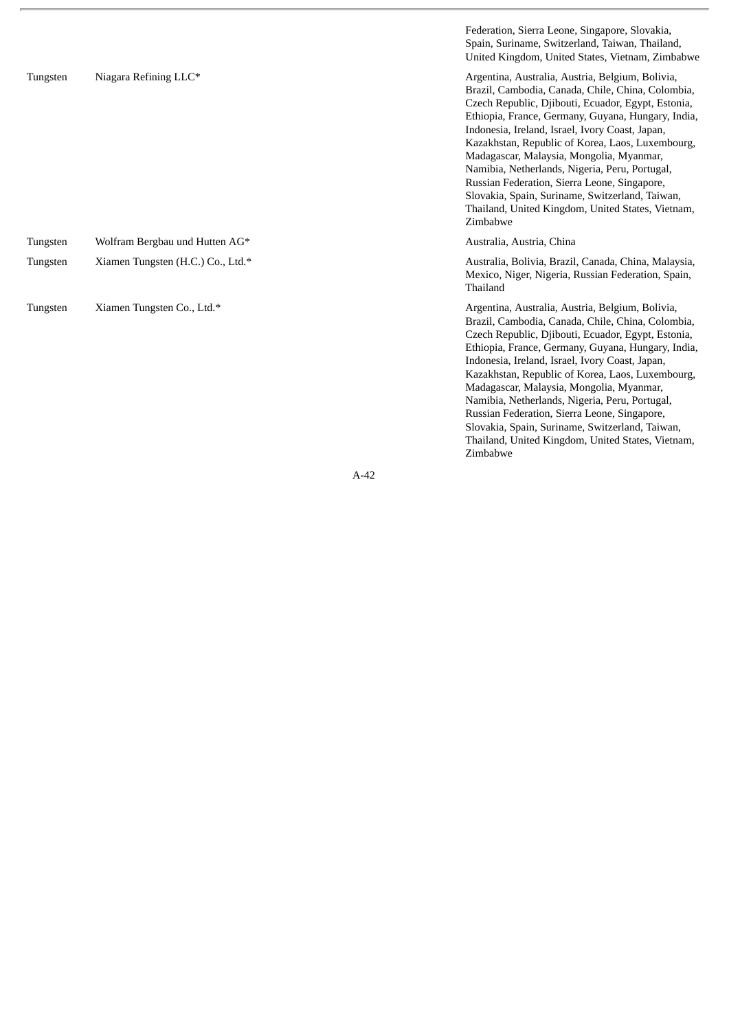| | | |
|---|---|---|
| | | Federation, Sierra Leone, Singapore, Slovakia, Spain, Suriname, Switzerland, Taiwan, Thailand, United Kingdom, United States, Vietnam, Zimbabwe |
| Tungsten | Niagara Refining LLC* | Argentina, Australia, Austria, Belgium, Bolivia, Brazil, Cambodia, Canada, Chile, China, Colombia, Czech Republic, Djibouti, Ecuador, Egypt, Estonia, Ethiopia, France, Germany, Guyana, Hungary, India, Indonesia, Ireland, Israel, Ivory Coast, Japan, Kazakhstan, Republic of Korea, Laos, Luxembourg, Madagascar, Malaysia, Mongolia, Myanmar, Namibia, Netherlands, Nigeria, Peru, Portugal, Russian Federation, Sierra Leone, Singapore, Slovakia, Spain, Suriname, Switzerland, Taiwan, Thailand, United Kingdom, United States, Vietnam, Zimbabwe |
| Tungsten | Wolfram Bergbau und Hutten AG* | Australia, Austria, China |
| Tungsten | Xiamen Tungsten (H.C.) Co., Ltd.* | Australia, Bolivia, Brazil, Canada, China, Malaysia, Mexico, Niger, Nigeria, Russian Federation, Spain, Thailand |
| Tungsten | Xiamen Tungsten Co., Ltd.* | Argentina, Australia, Austria, Belgium, Bolivia, Brazil, Cambodia, Canada, Chile, China, Colombia, Czech Republic, Djibouti, Ecuador, Egypt, Estonia, Ethiopia, France, Germany, Guyana, Hungary, India, Indonesia, Ireland, Israel, Ivory Coast, Japan, Kazakhstan, Republic of Korea, Laos, Luxembourg, Madagascar, Malaysia, Mongolia, Myanmar, Namibia, Netherlands, Nigeria, Peru, Portugal, Russian Federation, Sierra Leone, Singapore, Slovakia, Spain, Suriname, Switzerland, Taiwan, Thailand, United Kingdom, United States, Vietnam, Zimbabwe |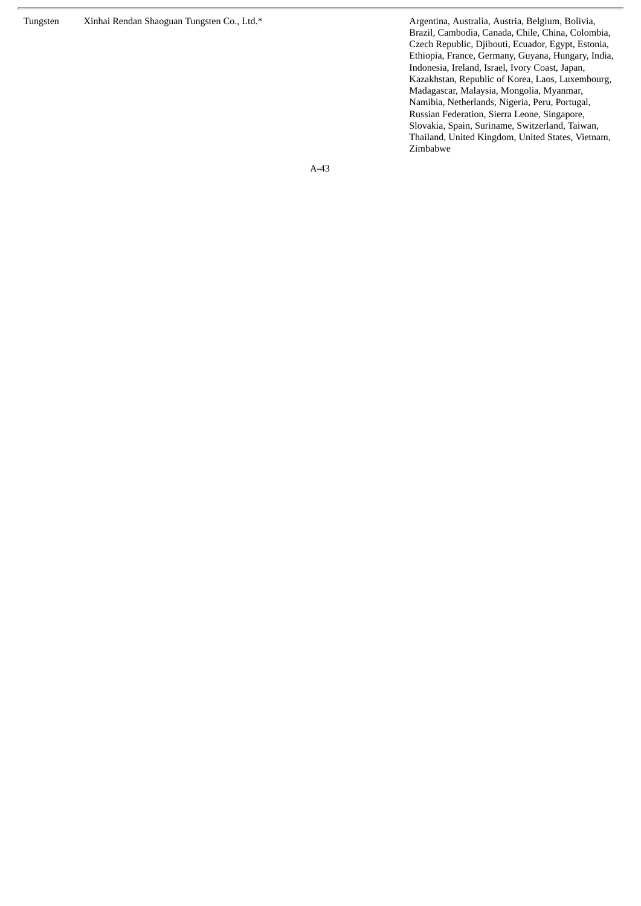| | | |
|---|---|---|
| Tungsten | Xinhai Rendan Shaoguan Tungsten Co., Ltd.* | Argentina, Australia, Austria, Belgium, Bolivia, Brazil, Cambodia, Canada, Chile, China, Colombia, Czech Republic, Djibouti, Ecuador, Egypt, Estonia, Ethiopia, France, Germany, Guyana, Hungary, India, Indonesia, Ireland, Israel, Ivory Coast, Japan, Kazakhstan, Republic of Korea, Laos, Luxembourg, Madagascar, Malaysia, Mongolia, Myanmar, Namibia, Netherlands, Nigeria, Peru, Portugal, Russian Federation, Sierra Leone, Singapore, Slovakia, Spain, Suriname, Switzerland, Taiwan, Thailand, United Kingdom, United States, Vietnam, Zimbabwe |